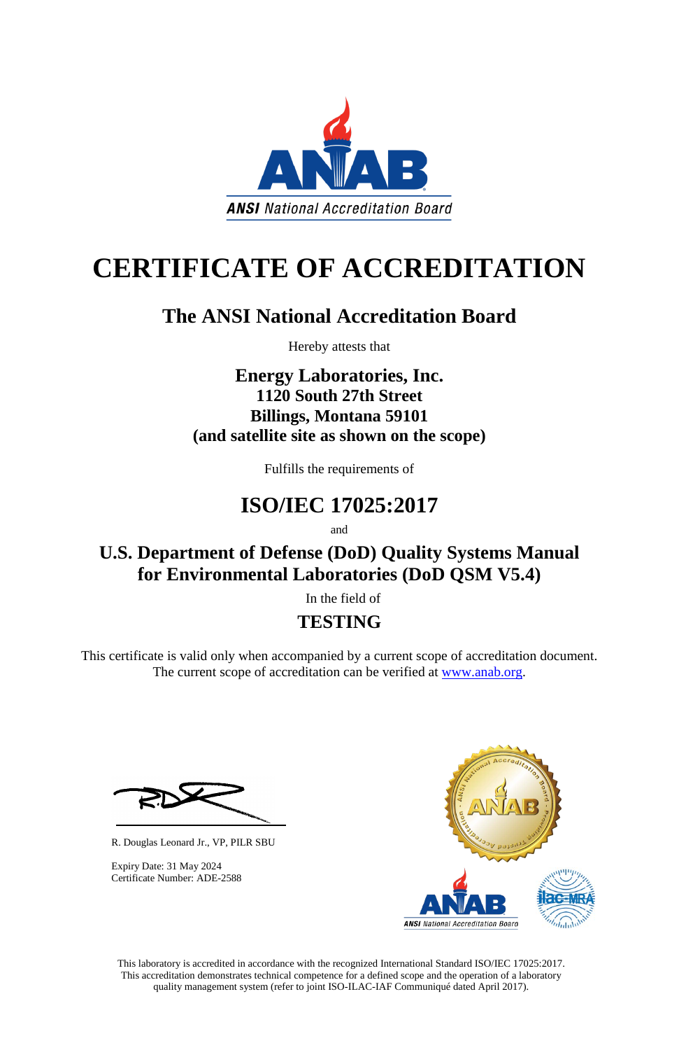ANSI National Accreditation Board

# CERTIFICATE OF ACCREDITATION

## The ANSI National Accreditation Board

Hereby attests that

**Energy Laboratories, Inc.**
**1120 South 27th Street**
**Billings, Montana 59101**
**(and satellite site as shown on the scope)**

Fulfills the requirements of

## ISO/IEC 17025:2017

and

## U.S. Department of Defense (DoD) Quality Systems Manual for Environmental Laboratories (DoD QSM V5.4)

In the field of

## TESTING

This certificate is valid only when accompanied by a current scope of accreditation document. The current scope of accreditation can be verified at www.anab.org.

R. Douglas Leonard Jr., VP, PILR SBU

Expiry Date: 31 May 2024
Certificate Number: ADE-2588

This laboratory is accredited in accordance with the recognized International Standard ISO/IEC 17025:2017. This accreditation demonstrates technical competence for a defined scope and the operation of a laboratory quality management system (refer to joint ISO-ILAC-IAF Communiqué dated April 2017).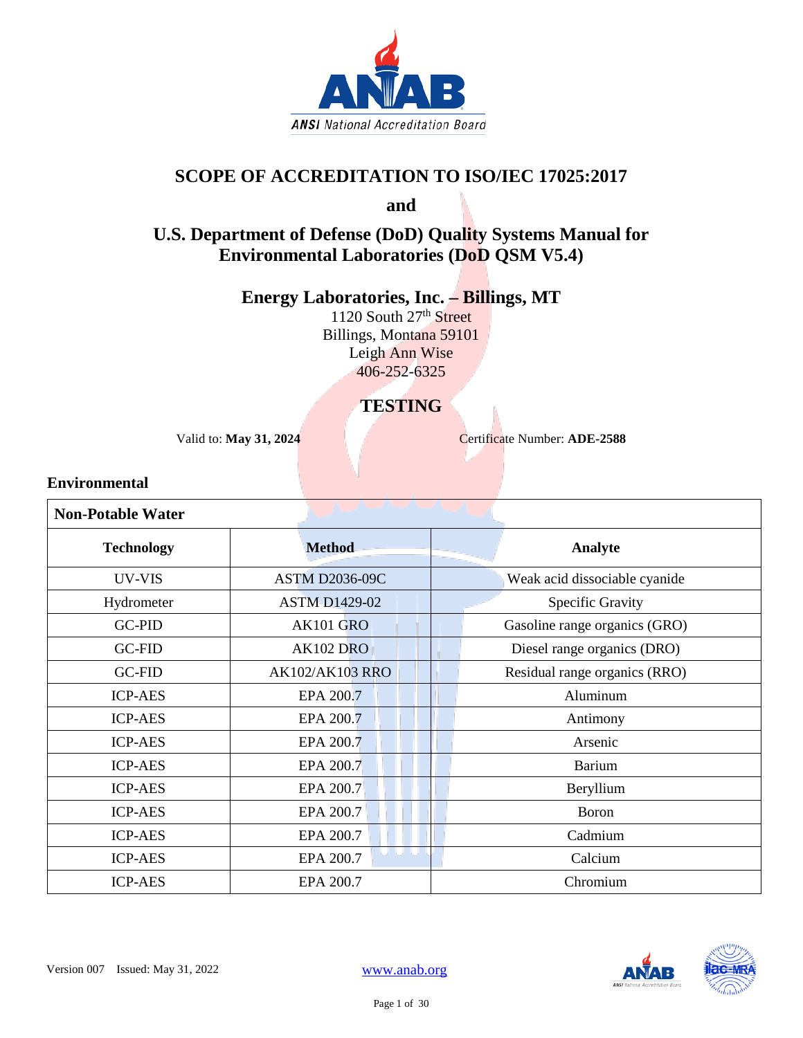# SCOPE OF ACCREDITATION TO ISO/IEC 17025:2017

**and**

## U.S. Department of Defense (DoD) Quality Systems Manual for Environmental Laboratories (DoD QSM V5.4)

### Energy Laboratories, Inc. – Billings, MT

1120 South 27th Street
Billings, Montana 59101
Leigh Ann Wise
406-252-6325

## TESTING

Valid to: **May 31, 2024** Certificate Number: **ADE-2588**

### Environmental

| Non-Potable Water | | |
|---|---|---|
| **Technology** | **Method** | **Analyte** |
| UV-VIS | ASTM D2036-09C | Weak acid dissociable cyanide |
| Hydrometer | ASTM D1429-02 | Specific Gravity |
| GC-PID | AK101 GRO | Gasoline range organics (GRO) |
| GC-FID | AK102 DRO | Diesel range organics (DRO) |
| GC-FID | AK102/AK103 RRO | Residual range organics (RRO) |
| ICP-AES | EPA 200.7 | Aluminum |
| ICP-AES | EPA 200.7 | Antimony |
| ICP-AES | EPA 200.7 | Arsenic |
| ICP-AES | EPA 200.7 | Barium |
| ICP-AES | EPA 200.7 | Beryllium |
| ICP-AES | EPA 200.7 | Boron |
| ICP-AES | EPA 200.7 | Cadmium |
| ICP-AES | EPA 200.7 | Calcium |
| ICP-AES | EPA 200.7 | Chromium |

Version 007 Issued: May 31, 2022

www.anab.org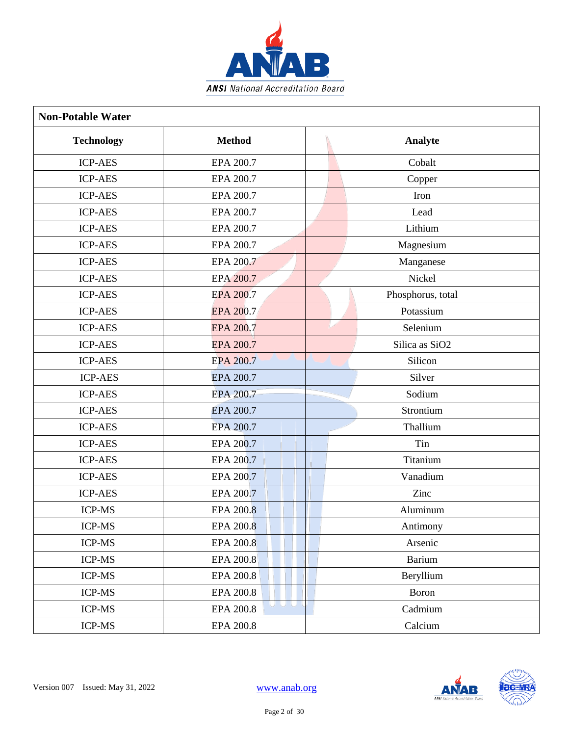| Non-Potable Water | | |
|---|---|---|
| **Technology** | **Method** | **Analyte** |
| ICP-AES | EPA 200.7 | Cobalt |
| ICP-AES | EPA 200.7 | Copper |
| ICP-AES | EPA 200.7 | Iron |
| ICP-AES | EPA 200.7 | Lead |
| ICP-AES | EPA 200.7 | Lithium |
| ICP-AES | EPA 200.7 | Magnesium |
| ICP-AES | EPA 200.7 | Manganese |
| ICP-AES | EPA 200.7 | Nickel |
| ICP-AES | EPA 200.7 | Phosphorus, total |
| ICP-AES | EPA 200.7 | Potassium |
| ICP-AES | EPA 200.7 | Selenium |
| ICP-AES | EPA 200.7 | Silica as SiO2 |
| ICP-AES | EPA 200.7 | Silicon |
| ICP-AES | EPA 200.7 | Silver |
| ICP-AES | EPA 200.7 | Sodium |
| ICP-AES | EPA 200.7 | Strontium |
| ICP-AES | EPA 200.7 | Thallium |
| ICP-AES | EPA 200.7 | Tin |
| ICP-AES | EPA 200.7 | Titanium |
| ICP-AES | EPA 200.7 | Vanadium |
| ICP-AES | EPA 200.7 | Zinc |
| ICP-MS | EPA 200.8 | Aluminum |
| ICP-MS | EPA 200.8 | Antimony |
| ICP-MS | EPA 200.8 | Arsenic |
| ICP-MS | EPA 200.8 | Barium |
| ICP-MS | EPA 200.8 | Beryllium |
| ICP-MS | EPA 200.8 | Boron |
| ICP-MS | EPA 200.8 | Cadmium |
| ICP-MS | EPA 200.8 | Calcium |

Version 007 Issued: May 31, 2022 www.anab.org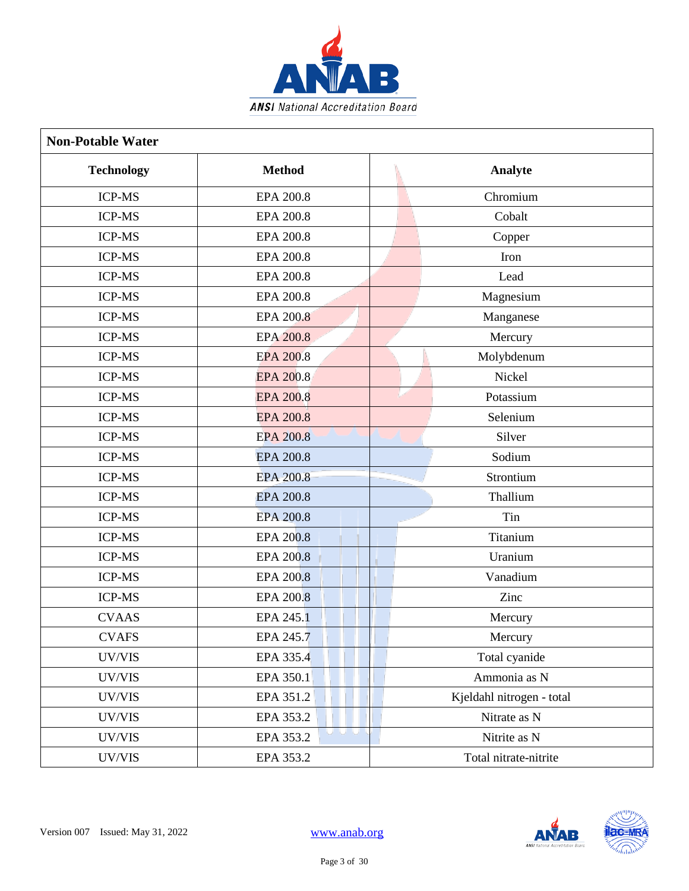| Non-Potable Water | | |
|---|---|---|
| **Technology** | **Method** | **Analyte** |
| ICP-MS | EPA 200.8 | Chromium |
| ICP-MS | EPA 200.8 | Cobalt |
| ICP-MS | EPA 200.8 | Copper |
| ICP-MS | EPA 200.8 | Iron |
| ICP-MS | EPA 200.8 | Lead |
| ICP-MS | EPA 200.8 | Magnesium |
| ICP-MS | EPA 200.8 | Manganese |
| ICP-MS | EPA 200.8 | Mercury |
| ICP-MS | EPA 200.8 | Molybdenum |
| ICP-MS | EPA 200.8 | Nickel |
| ICP-MS | EPA 200.8 | Potassium |
| ICP-MS | EPA 200.8 | Selenium |
| ICP-MS | EPA 200.8 | Silver |
| ICP-MS | EPA 200.8 | Sodium |
| ICP-MS | EPA 200.8 | Strontium |
| ICP-MS | EPA 200.8 | Thallium |
| ICP-MS | EPA 200.8 | Tin |
| ICP-MS | EPA 200.8 | Titanium |
| ICP-MS | EPA 200.8 | Uranium |
| ICP-MS | EPA 200.8 | Vanadium |
| ICP-MS | EPA 200.8 | Zinc |
| CVAAS | EPA 245.1 | Mercury |
| CVAFS | EPA 245.7 | Mercury |
| UV/VIS | EPA 335.4 | Total cyanide |
| UV/VIS | EPA 350.1 | Ammonia as N |
| UV/VIS | EPA 351.2 | Kjeldahl nitrogen - total |
| UV/VIS | EPA 353.2 | Nitrate as N |
| UV/VIS | EPA 353.2 | Nitrite as N |
| UV/VIS | EPA 353.2 | Total nitrate-nitrite |

Version 007 Issued: May 31, 2022

www.anab.org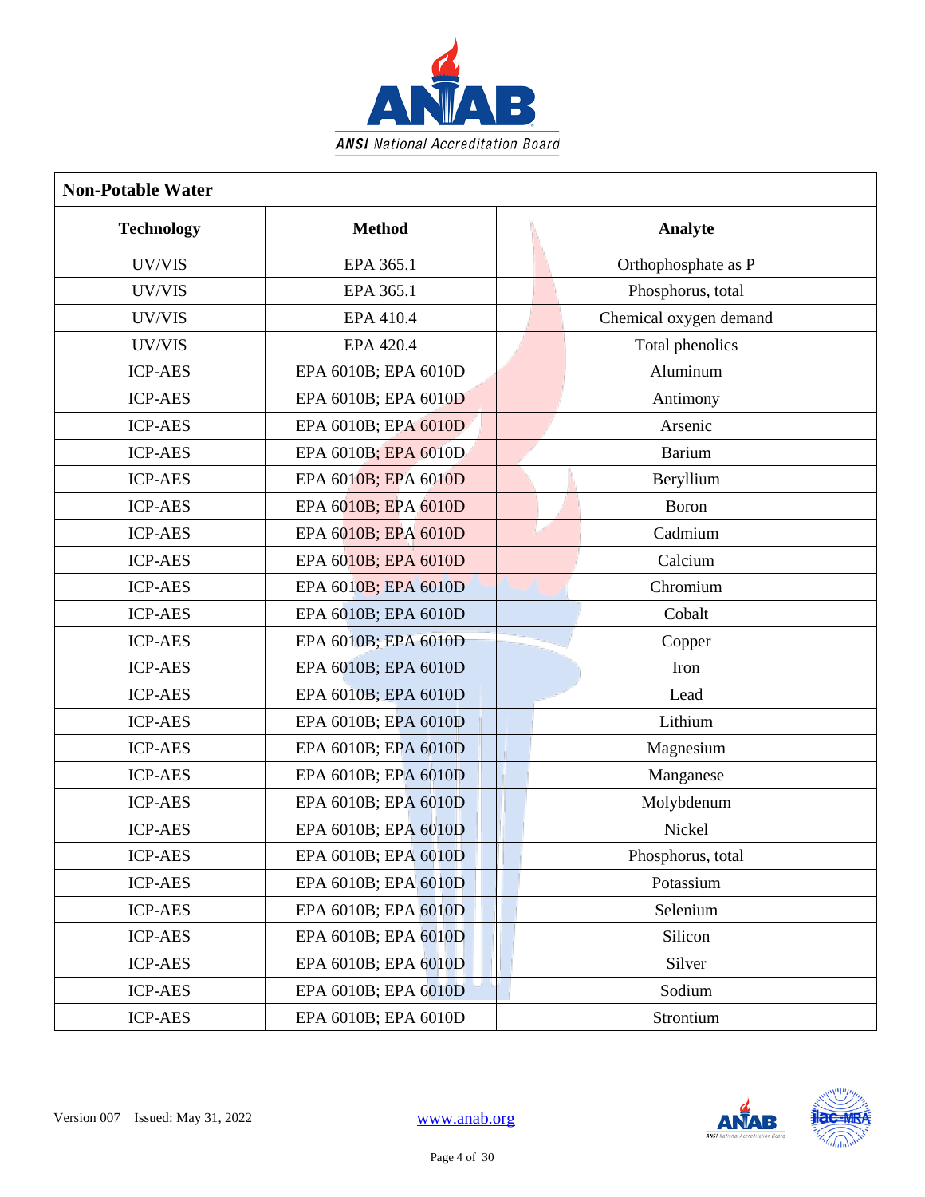| Non-Potable Water | | |
|---|---|---|
| **Technology** | **Method** | **Analyte** |
| UV/VIS | EPA 365.1 | Orthophosphate as P |
| UV/VIS | EPA 365.1 | Phosphorus, total |
| UV/VIS | EPA 410.4 | Chemical oxygen demand |
| UV/VIS | EPA 420.4 | Total phenolics |
| ICP-AES | EPA 6010B; EPA 6010D | Aluminum |
| ICP-AES | EPA 6010B; EPA 6010D | Antimony |
| ICP-AES | EPA 6010B; EPA 6010D | Arsenic |
| ICP-AES | EPA 6010B; EPA 6010D | Barium |
| ICP-AES | EPA 6010B; EPA 6010D | Beryllium |
| ICP-AES | EPA 6010B; EPA 6010D | Boron |
| ICP-AES | EPA 6010B; EPA 6010D | Cadmium |
| ICP-AES | EPA 6010B; EPA 6010D | Calcium |
| ICP-AES | EPA 6010B; EPA 6010D | Chromium |
| ICP-AES | EPA 6010B; EPA 6010D | Cobalt |
| ICP-AES | EPA 6010B; EPA 6010D | Copper |
| ICP-AES | EPA 6010B; EPA 6010D | Iron |
| ICP-AES | EPA 6010B; EPA 6010D | Lead |
| ICP-AES | EPA 6010B; EPA 6010D | Lithium |
| ICP-AES | EPA 6010B; EPA 6010D | Magnesium |
| ICP-AES | EPA 6010B; EPA 6010D | Manganese |
| ICP-AES | EPA 6010B; EPA 6010D | Molybdenum |
| ICP-AES | EPA 6010B; EPA 6010D | Nickel |
| ICP-AES | EPA 6010B; EPA 6010D | Phosphorus, total |
| ICP-AES | EPA 6010B; EPA 6010D | Potassium |
| ICP-AES | EPA 6010B; EPA 6010D | Selenium |
| ICP-AES | EPA 6010B; EPA 6010D | Silicon |
| ICP-AES | EPA 6010B; EPA 6010D | Silver |
| ICP-AES | EPA 6010B; EPA 6010D | Sodium |
| ICP-AES | EPA 6010B; EPA 6010D | Strontium |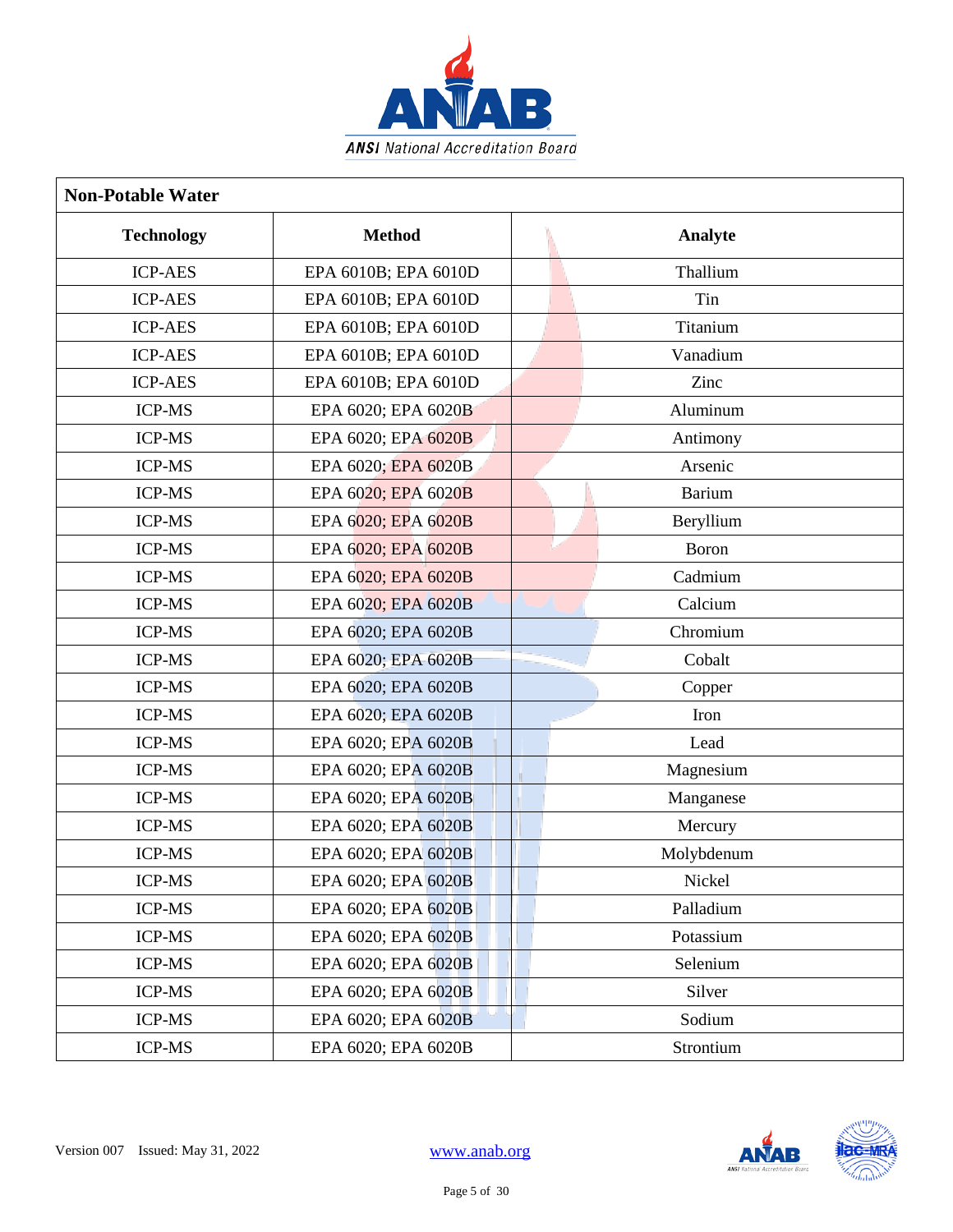| Non-Potable Water | | |
|---|---|---|
| **Technology** | **Method** | **Analyte** |
| ICP-AES | EPA 6010B; EPA 6010D | Thallium |
| ICP-AES | EPA 6010B; EPA 6010D | Tin |
| ICP-AES | EPA 6010B; EPA 6010D | Titanium |
| ICP-AES | EPA 6010B; EPA 6010D | Vanadium |
| ICP-AES | EPA 6010B; EPA 6010D | Zinc |
| ICP-MS | EPA 6020; EPA 6020B | Aluminum |
| ICP-MS | EPA 6020; EPA 6020B | Antimony |
| ICP-MS | EPA 6020; EPA 6020B | Arsenic |
| ICP-MS | EPA 6020; EPA 6020B | Barium |
| ICP-MS | EPA 6020; EPA 6020B | Beryllium |
| ICP-MS | EPA 6020; EPA 6020B | Boron |
| ICP-MS | EPA 6020; EPA 6020B | Cadmium |
| ICP-MS | EPA 6020; EPA 6020B | Calcium |
| ICP-MS | EPA 6020; EPA 6020B | Chromium |
| ICP-MS | EPA 6020; EPA 6020B | Cobalt |
| ICP-MS | EPA 6020; EPA 6020B | Copper |
| ICP-MS | EPA 6020; EPA 6020B | Iron |
| ICP-MS | EPA 6020; EPA 6020B | Lead |
| ICP-MS | EPA 6020; EPA 6020B | Magnesium |
| ICP-MS | EPA 6020; EPA 6020B | Manganese |
| ICP-MS | EPA 6020; EPA 6020B | Mercury |
| ICP-MS | EPA 6020; EPA 6020B | Molybdenum |
| ICP-MS | EPA 6020; EPA 6020B | Nickel |
| ICP-MS | EPA 6020; EPA 6020B | Palladium |
| ICP-MS | EPA 6020; EPA 6020B | Potassium |
| ICP-MS | EPA 6020; EPA 6020B | Selenium |
| ICP-MS | EPA 6020; EPA 6020B | Silver |
| ICP-MS | EPA 6020; EPA 6020B | Sodium |
| ICP-MS | EPA 6020; EPA 6020B | Strontium |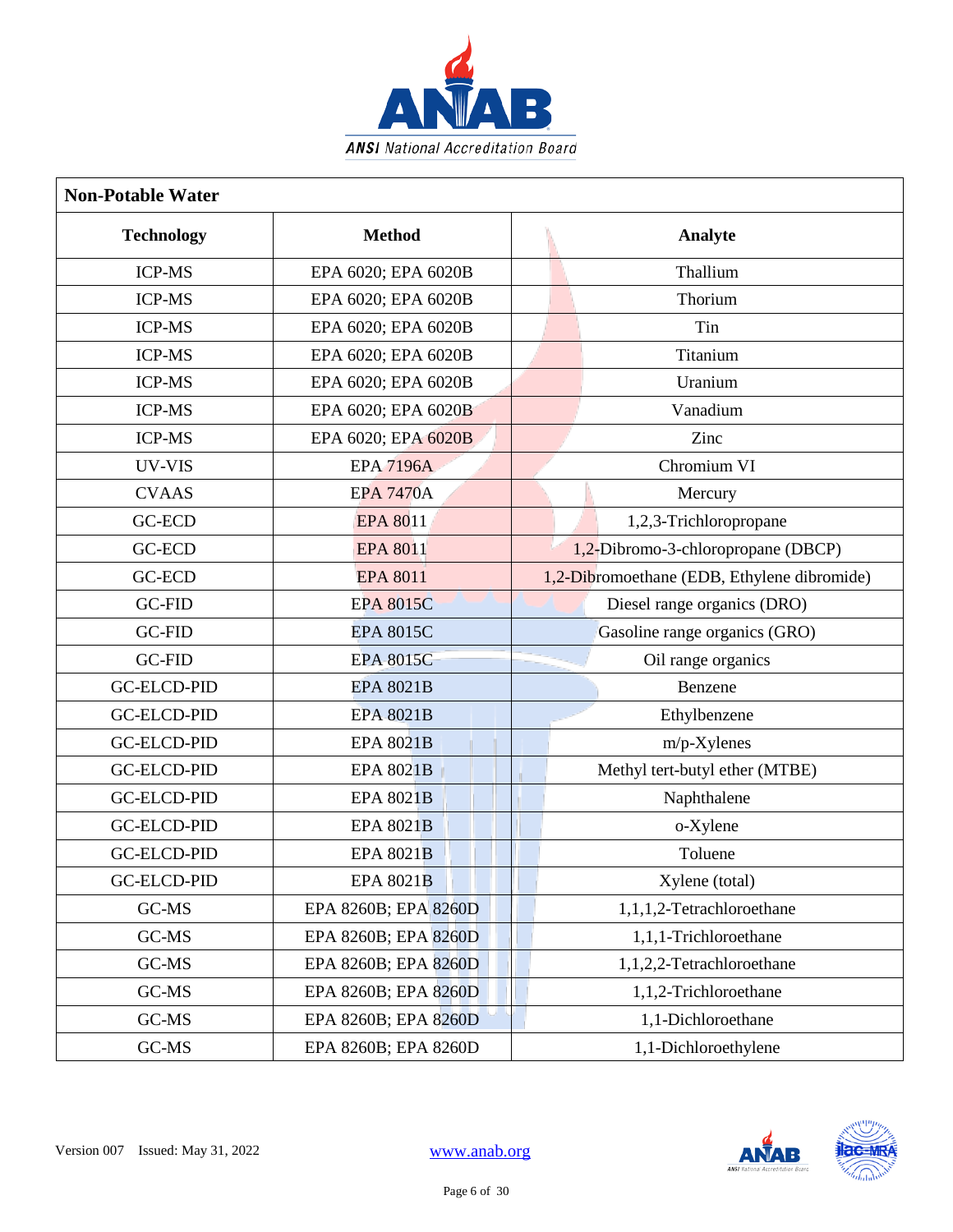| Non-Potable Water | | |
|---|---|---|
| **Technology** | **Method** | **Analyte** |
| ICP-MS | EPA 6020; EPA 6020B | Thallium |
| ICP-MS | EPA 6020; EPA 6020B | Thorium |
| ICP-MS | EPA 6020; EPA 6020B | Tin |
| ICP-MS | EPA 6020; EPA 6020B | Titanium |
| ICP-MS | EPA 6020; EPA 6020B | Uranium |
| ICP-MS | EPA 6020; EPA 6020B | Vanadium |
| ICP-MS | EPA 6020; EPA 6020B | Zinc |
| UV-VIS | EPA 7196A | Chromium VI |
| CVAAS | EPA 7470A | Mercury |
| GC-ECD | EPA 8011 | 1,2,3-Trichloropropane |
| GC-ECD | EPA 8011 | 1,2-Dibromo-3-chloropropane (DBCP) |
| GC-ECD | EPA 8011 | 1,2-Dibromoethane (EDB, Ethylene dibromide) |
| GC-FID | EPA 8015C | Diesel range organics (DRO) |
| GC-FID | EPA 8015C | Gasoline range organics (GRO) |
| GC-FID | EPA 8015C | Oil range organics |
| GC-ELCD-PID | EPA 8021B | Benzene |
| GC-ELCD-PID | EPA 8021B | Ethylbenzene |
| GC-ELCD-PID | EPA 8021B | m/p-Xylenes |
| GC-ELCD-PID | EPA 8021B | Methyl tert-butyl ether (MTBE) |
| GC-ELCD-PID | EPA 8021B | Naphthalene |
| GC-ELCD-PID | EPA 8021B | o-Xylene |
| GC-ELCD-PID | EPA 8021B | Toluene |
| GC-ELCD-PID | EPA 8021B | Xylene (total) |
| GC-MS | EPA 8260B; EPA 8260D | 1,1,1,2-Tetrachloroethane |
| GC-MS | EPA 8260B; EPA 8260D | 1,1,1-Trichloroethane |
| GC-MS | EPA 8260B; EPA 8260D | 1,1,2,2-Tetrachloroethane |
| GC-MS | EPA 8260B; EPA 8260D | 1,1,2-Trichloroethane |
| GC-MS | EPA 8260B; EPA 8260D | 1,1-Dichloroethane |
| GC-MS | EPA 8260B; EPA 8260D | 1,1-Dichloroethylene |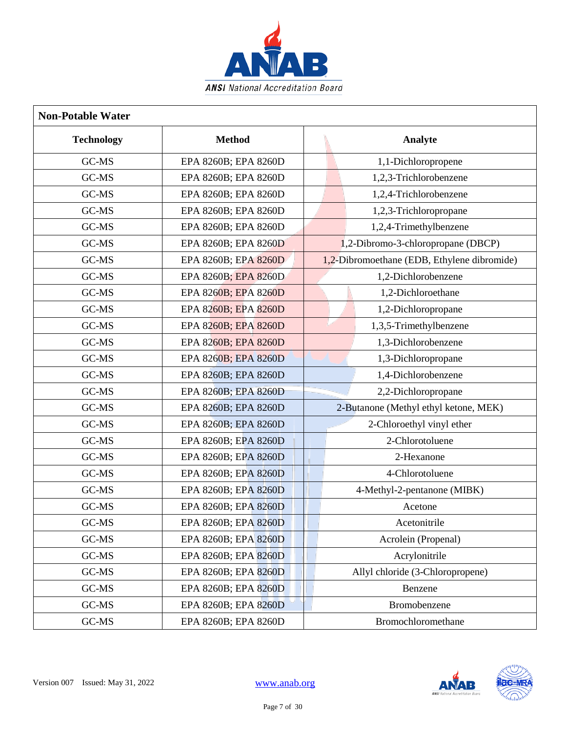| Non-Potable Water | | |
|---|---|---|
| **Technology** | **Method** | **Analyte** |
| GC-MS | EPA 8260B; EPA 8260D | 1,1-Dichloropropene |
| GC-MS | EPA 8260B; EPA 8260D | 1,2,3-Trichlorobenzene |
| GC-MS | EPA 8260B; EPA 8260D | 1,2,4-Trichlorobenzene |
| GC-MS | EPA 8260B; EPA 8260D | 1,2,3-Trichloropropane |
| GC-MS | EPA 8260B; EPA 8260D | 1,2,4-Trimethylbenzene |
| GC-MS | EPA 8260B; EPA 8260D | 1,2-Dibromo-3-chloropropane (DBCP) |
| GC-MS | EPA 8260B; EPA 8260D | 1,2-Dibromoethane (EDB, Ethylene dibromide) |
| GC-MS | EPA 8260B; EPA 8260D | 1,2-Dichlorobenzene |
| GC-MS | EPA 8260B; EPA 8260D | 1,2-Dichloroethane |
| GC-MS | EPA 8260B; EPA 8260D | 1,2-Dichloropropane |
| GC-MS | EPA 8260B; EPA 8260D | 1,3,5-Trimethylbenzene |
| GC-MS | EPA 8260B; EPA 8260D | 1,3-Dichlorobenzene |
| GC-MS | EPA 8260B; EPA 8260D | 1,3-Dichloropropane |
| GC-MS | EPA 8260B; EPA 8260D | 1,4-Dichlorobenzene |
| GC-MS | EPA 8260B; EPA 8260D | 2,2-Dichloropropane |
| GC-MS | EPA 8260B; EPA 8260D | 2-Butanone (Methyl ethyl ketone, MEK) |
| GC-MS | EPA 8260B; EPA 8260D | 2-Chloroethyl vinyl ether |
| GC-MS | EPA 8260B; EPA 8260D | 2-Chlorotoluene |
| GC-MS | EPA 8260B; EPA 8260D | 2-Hexanone |
| GC-MS | EPA 8260B; EPA 8260D | 4-Chlorotoluene |
| GC-MS | EPA 8260B; EPA 8260D | 4-Methyl-2-pentanone (MIBK) |
| GC-MS | EPA 8260B; EPA 8260D | Acetone |
| GC-MS | EPA 8260B; EPA 8260D | Acetonitrile |
| GC-MS | EPA 8260B; EPA 8260D | Acrolein (Propenal) |
| GC-MS | EPA 8260B; EPA 8260D | Acrylonitrile |
| GC-MS | EPA 8260B; EPA 8260D | Allyl chloride (3-Chloropropene) |
| GC-MS | EPA 8260B; EPA 8260D | Benzene |
| GC-MS | EPA 8260B; EPA 8260D | Bromobenzene |
| GC-MS | EPA 8260B; EPA 8260D | Bromochloromethane |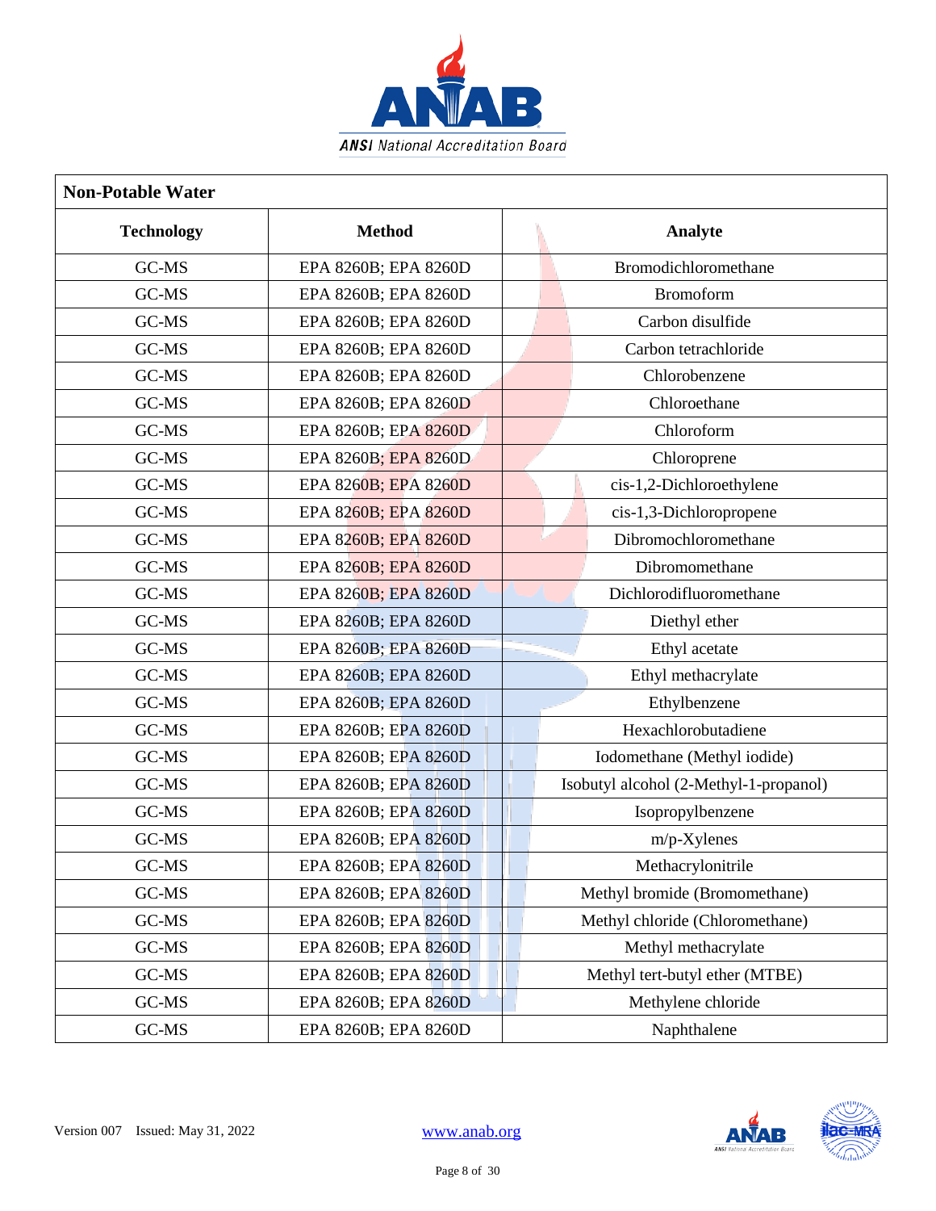| Non-Potable Water | | |
|---|---|---|
| **Technology** | **Method** | **Analyte** |
| GC-MS | EPA 8260B; EPA 8260D | Bromodichloromethane |
| GC-MS | EPA 8260B; EPA 8260D | Bromoform |
| GC-MS | EPA 8260B; EPA 8260D | Carbon disulfide |
| GC-MS | EPA 8260B; EPA 8260D | Carbon tetrachloride |
| GC-MS | EPA 8260B; EPA 8260D | Chlorobenzene |
| GC-MS | EPA 8260B; EPA 8260D | Chloroethane |
| GC-MS | EPA 8260B; EPA 8260D | Chloroform |
| GC-MS | EPA 8260B; EPA 8260D | Chloroprene |
| GC-MS | EPA 8260B; EPA 8260D | cis-1,2-Dichloroethylene |
| GC-MS | EPA 8260B; EPA 8260D | cis-1,3-Dichloropropene |
| GC-MS | EPA 8260B; EPA 8260D | Dibromochloromethane |
| GC-MS | EPA 8260B; EPA 8260D | Dibromomethane |
| GC-MS | EPA 8260B; EPA 8260D | Dichlorodifluoromethane |
| GC-MS | EPA 8260B; EPA 8260D | Diethyl ether |
| GC-MS | EPA 8260B; EPA 8260D | Ethyl acetate |
| GC-MS | EPA 8260B; EPA 8260D | Ethyl methacrylate |
| GC-MS | EPA 8260B; EPA 8260D | Ethylbenzene |
| GC-MS | EPA 8260B; EPA 8260D | Hexachlorobutadiene |
| GC-MS | EPA 8260B; EPA 8260D | Iodomethane (Methyl iodide) |
| GC-MS | EPA 8260B; EPA 8260D | Isobutyl alcohol (2-Methyl-1-propanol) |
| GC-MS | EPA 8260B; EPA 8260D | Isopropylbenzene |
| GC-MS | EPA 8260B; EPA 8260D | m/p-Xylenes |
| GC-MS | EPA 8260B; EPA 8260D | Methacrylonitrile |
| GC-MS | EPA 8260B; EPA 8260D | Methyl bromide (Bromomethane) |
| GC-MS | EPA 8260B; EPA 8260D | Methyl chloride (Chloromethane) |
| GC-MS | EPA 8260B; EPA 8260D | Methyl methacrylate |
| GC-MS | EPA 8260B; EPA 8260D | Methyl tert-butyl ether (MTBE) |
| GC-MS | EPA 8260B; EPA 8260D | Methylene chloride |
| GC-MS | EPA 8260B; EPA 8260D | Naphthalene |

Version 007 Issued: May 31, 2022 www.anab.org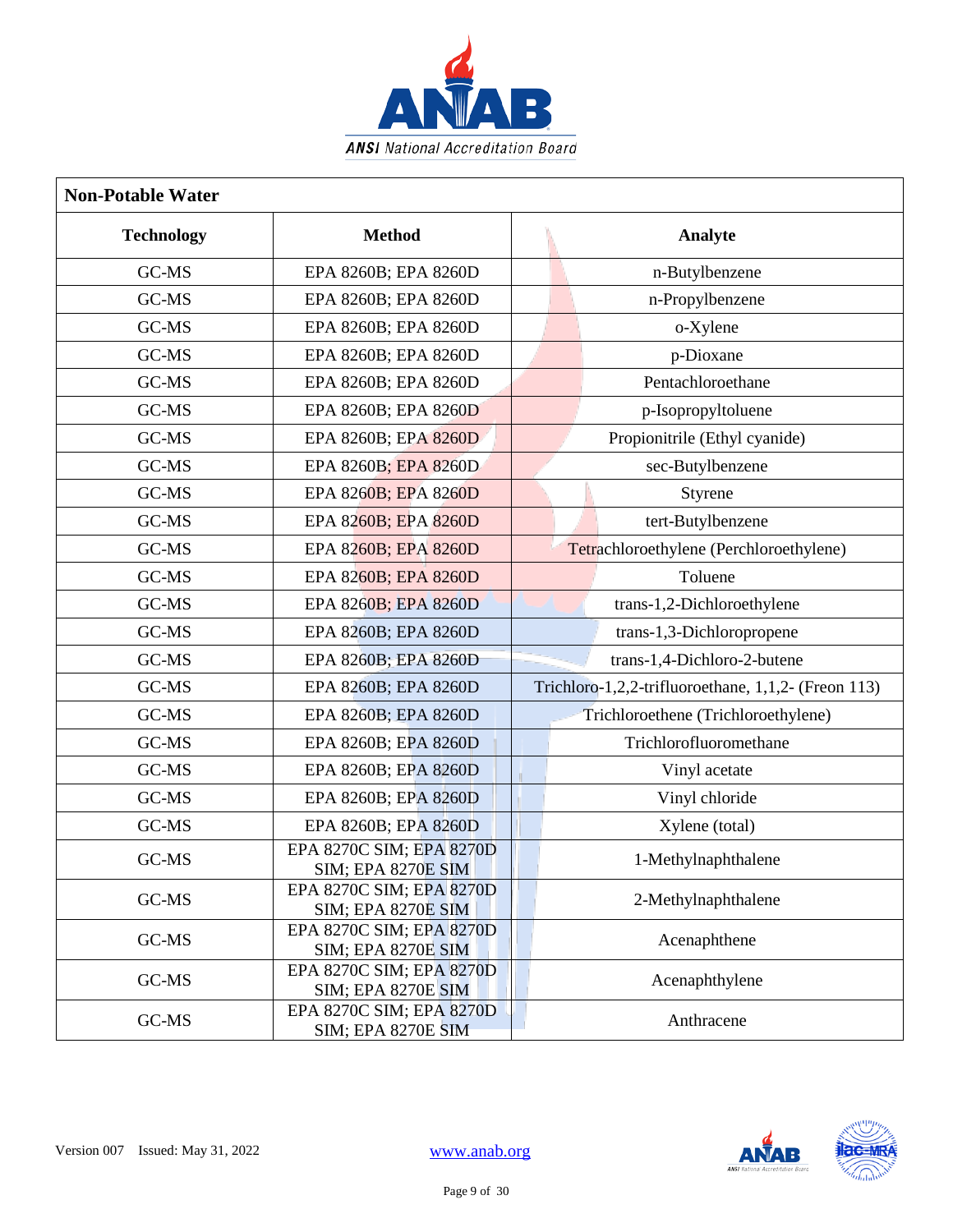| Non-Potable Water | | |
|---|---|---|
| **Technology** | **Method** | **Analyte** |
| GC-MS | EPA 8260B; EPA 8260D | n-Butylbenzene |
| GC-MS | EPA 8260B; EPA 8260D | n-Propylbenzene |
| GC-MS | EPA 8260B; EPA 8260D | o-Xylene |
| GC-MS | EPA 8260B; EPA 8260D | p-Dioxane |
| GC-MS | EPA 8260B; EPA 8260D | Pentachloroethane |
| GC-MS | EPA 8260B; EPA 8260D | p-Isopropyltoluene |
| GC-MS | EPA 8260B; EPA 8260D | Propionitrile (Ethyl cyanide) |
| GC-MS | EPA 8260B; EPA 8260D | sec-Butylbenzene |
| GC-MS | EPA 8260B; EPA 8260D | Styrene |
| GC-MS | EPA 8260B; EPA 8260D | tert-Butylbenzene |
| GC-MS | EPA 8260B; EPA 8260D | Tetrachloroethylene (Perchloroethylene) |
| GC-MS | EPA 8260B; EPA 8260D | Toluene |
| GC-MS | EPA 8260B; EPA 8260D | trans-1,2-Dichloroethylene |
| GC-MS | EPA 8260B; EPA 8260D | trans-1,3-Dichloropropene |
| GC-MS | EPA 8260B; EPA 8260D | trans-1,4-Dichloro-2-butene |
| GC-MS | EPA 8260B; EPA 8260D | Trichloro-1,2,2-trifluoroethane, 1,1,2- (Freon 113) |
| GC-MS | EPA 8260B; EPA 8260D | Trichloroethene (Trichloroethylene) |
| GC-MS | EPA 8260B; EPA 8260D | Trichlorofluoromethane |
| GC-MS | EPA 8260B; EPA 8260D | Vinyl acetate |
| GC-MS | EPA 8260B; EPA 8260D | Vinyl chloride |
| GC-MS | EPA 8260B; EPA 8260D | Xylene (total) |
| GC-MS | EPA 8270C SIM; EPA 8270D SIM; EPA 8270E SIM | 1-Methylnaphthalene |
| GC-MS | EPA 8270C SIM; EPA 8270D SIM; EPA 8270E SIM | 2-Methylnaphthalene |
| GC-MS | EPA 8270C SIM; EPA 8270D SIM; EPA 8270E SIM | Acenaphthene |
| GC-MS | EPA 8270C SIM; EPA 8270D SIM; EPA 8270E SIM | Acenaphthylene |
| GC-MS | EPA 8270C SIM; EPA 8270D SIM; EPA 8270E SIM | Anthracene |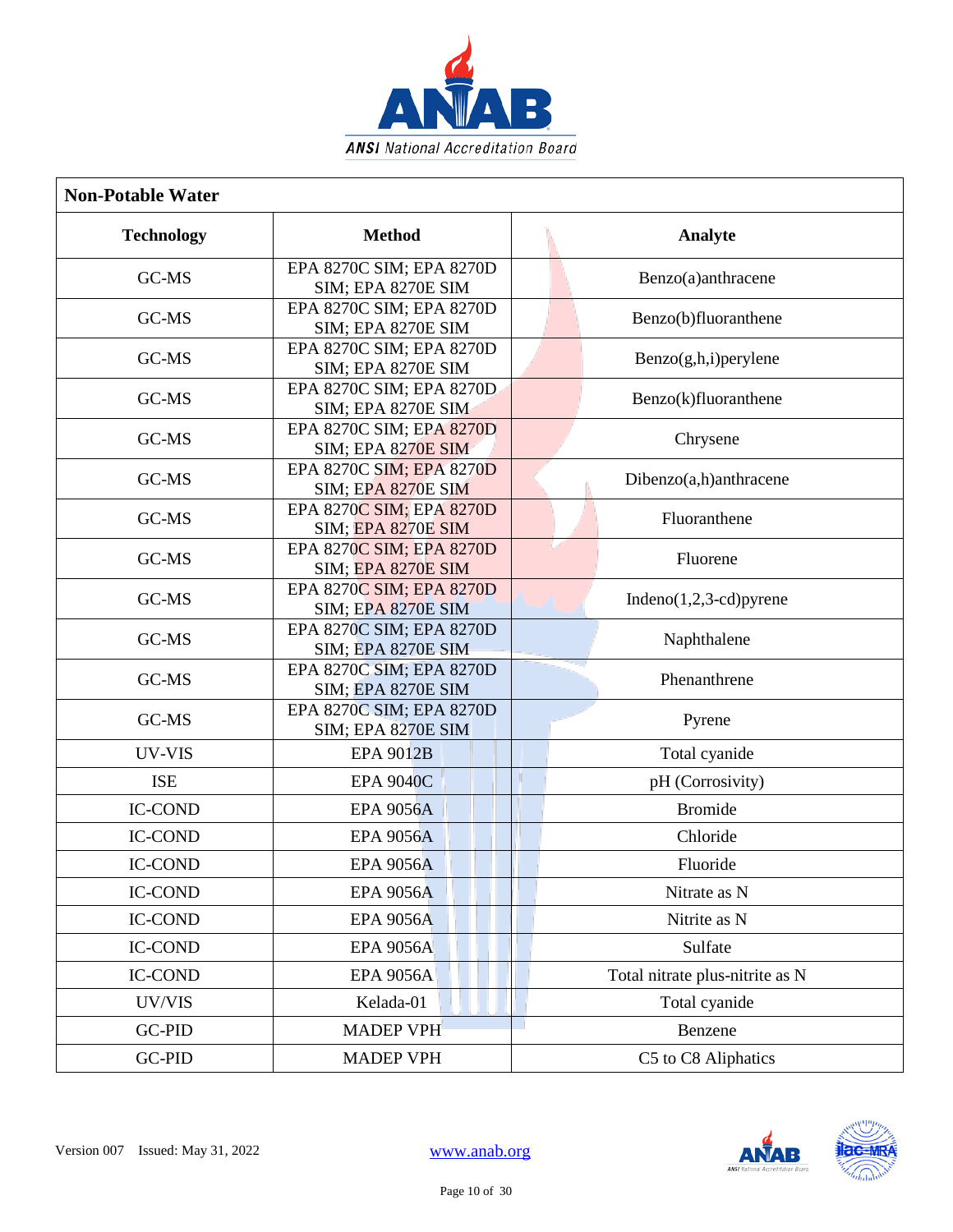| Non-Potable Water | | |
|---|---|---|
| **Technology** | **Method** | **Analyte** |
| GC-MS | EPA 8270C SIM; EPA 8270D SIM; EPA 8270E SIM | Benzo(a)anthracene |
| GC-MS | EPA 8270C SIM; EPA 8270D SIM; EPA 8270E SIM | Benzo(b)fluoranthene |
| GC-MS | EPA 8270C SIM; EPA 8270D SIM; EPA 8270E SIM | Benzo(g,h,i)perylene |
| GC-MS | EPA 8270C SIM; EPA 8270D SIM; EPA 8270E SIM | Benzo(k)fluoranthene |
| GC-MS | EPA 8270C SIM; EPA 8270D SIM; EPA 8270E SIM | Chrysene |
| GC-MS | EPA 8270C SIM; EPA 8270D SIM; EPA 8270E SIM | Dibenzo(a,h)anthracene |
| GC-MS | EPA 8270C SIM; EPA 8270D SIM; EPA 8270E SIM | Fluoranthene |
| GC-MS | EPA 8270C SIM; EPA 8270D SIM; EPA 8270E SIM | Fluorene |
| GC-MS | EPA 8270C SIM; EPA 8270D SIM; EPA 8270E SIM | Indeno(1,2,3-cd)pyrene |
| GC-MS | EPA 8270C SIM; EPA 8270D SIM; EPA 8270E SIM | Naphthalene |
| GC-MS | EPA 8270C SIM; EPA 8270D SIM; EPA 8270E SIM | Phenanthrene |
| GC-MS | EPA 8270C SIM; EPA 8270D SIM; EPA 8270E SIM | Pyrene |
| UV-VIS | EPA 9012B | Total cyanide |
| ISE | EPA 9040C | pH (Corrosivity) |
| IC-COND | EPA 9056A | Bromide |
| IC-COND | EPA 9056A | Chloride |
| IC-COND | EPA 9056A | Fluoride |
| IC-COND | EPA 9056A | Nitrate as N |
| IC-COND | EPA 9056A | Nitrite as N |
| IC-COND | EPA 9056A | Sulfate |
| IC-COND | EPA 9056A | Total nitrate plus-nitrite as N |
| UV/VIS | Kelada-01 | Total cyanide |
| GC-PID | MADEP VPH | Benzene |
| GC-PID | MADEP VPH | C5 to C8 Aliphatics |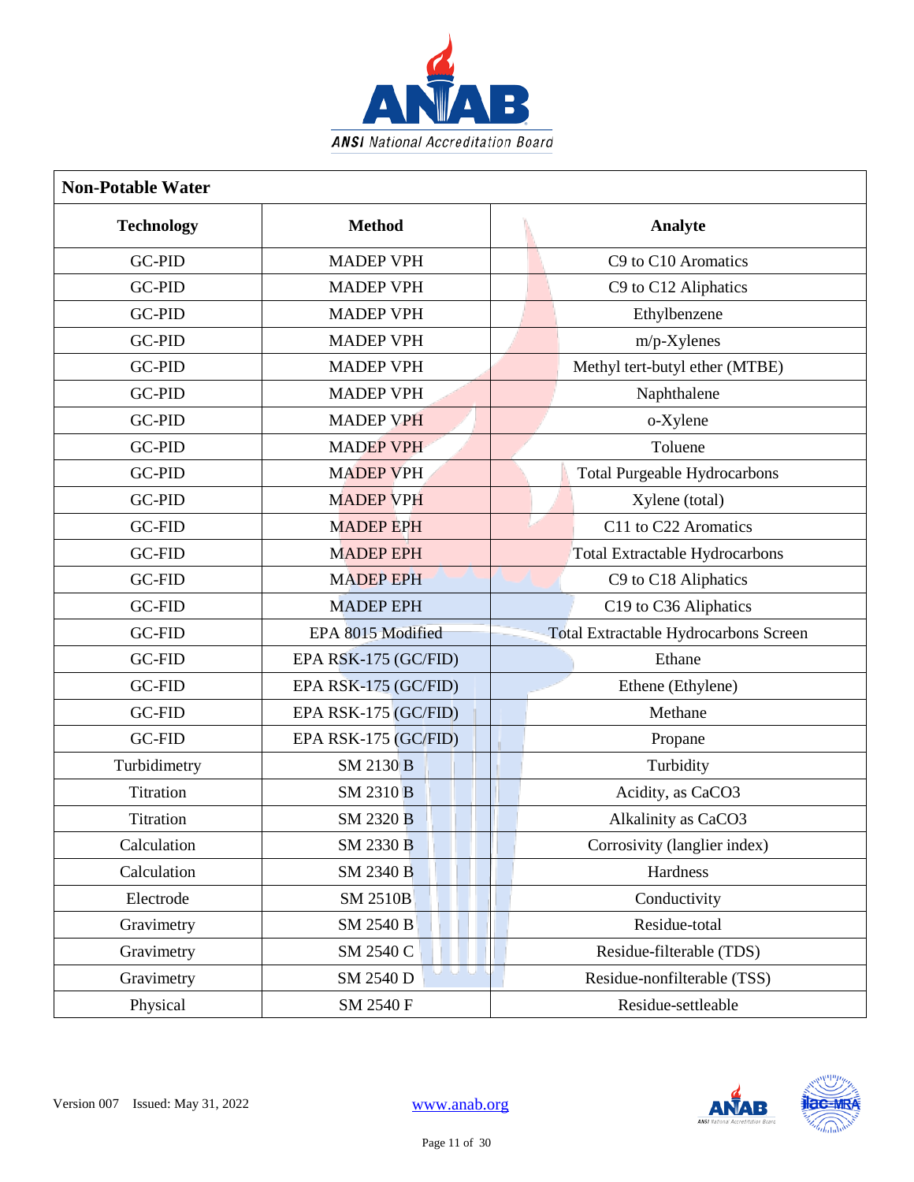| Non-Potable Water | | |
|---|---|---|
| **Technology** | **Method** | **Analyte** |
| GC-PID | MADEP VPH | C9 to C10 Aromatics |
| GC-PID | MADEP VPH | C9 to C12 Aliphatics |
| GC-PID | MADEP VPH | Ethylbenzene |
| GC-PID | MADEP VPH | m/p-Xylenes |
| GC-PID | MADEP VPH | Methyl tert-butyl ether (MTBE) |
| GC-PID | MADEP VPH | Naphthalene |
| GC-PID | MADEP VPH | o-Xylene |
| GC-PID | MADEP VPH | Toluene |
| GC-PID | MADEP VPH | Total Purgeable Hydrocarbons |
| GC-PID | MADEP VPH | Xylene (total) |
| GC-FID | MADEP EPH | C11 to C22 Aromatics |
| GC-FID | MADEP EPH | Total Extractable Hydrocarbons |
| GC-FID | MADEP EPH | C9 to C18 Aliphatics |
| GC-FID | MADEP EPH | C19 to C36 Aliphatics |
| GC-FID | EPA 8015 Modified | Total Extractable Hydrocarbons Screen |
| GC-FID | EPA RSK-175 (GC/FID) | Ethane |
| GC-FID | EPA RSK-175 (GC/FID) | Ethene (Ethylene) |
| GC-FID | EPA RSK-175 (GC/FID) | Methane |
| GC-FID | EPA RSK-175 (GC/FID) | Propane |
| Turbidimetry | SM 2130 B | Turbidity |
| Titration | SM 2310 B | Acidity, as CaCO3 |
| Titration | SM 2320 B | Alkalinity as CaCO3 |
| Calculation | SM 2330 B | Corrosivity (langlier index) |
| Calculation | SM 2340 B | Hardness |
| Electrode | SM 2510B | Conductivity |
| Gravimetry | SM 2540 B | Residue-total |
| Gravimetry | SM 2540 C | Residue-filterable (TDS) |
| Gravimetry | SM 2540 D | Residue-nonfilterable (TSS) |
| Physical | SM 2540 F | Residue-settleable |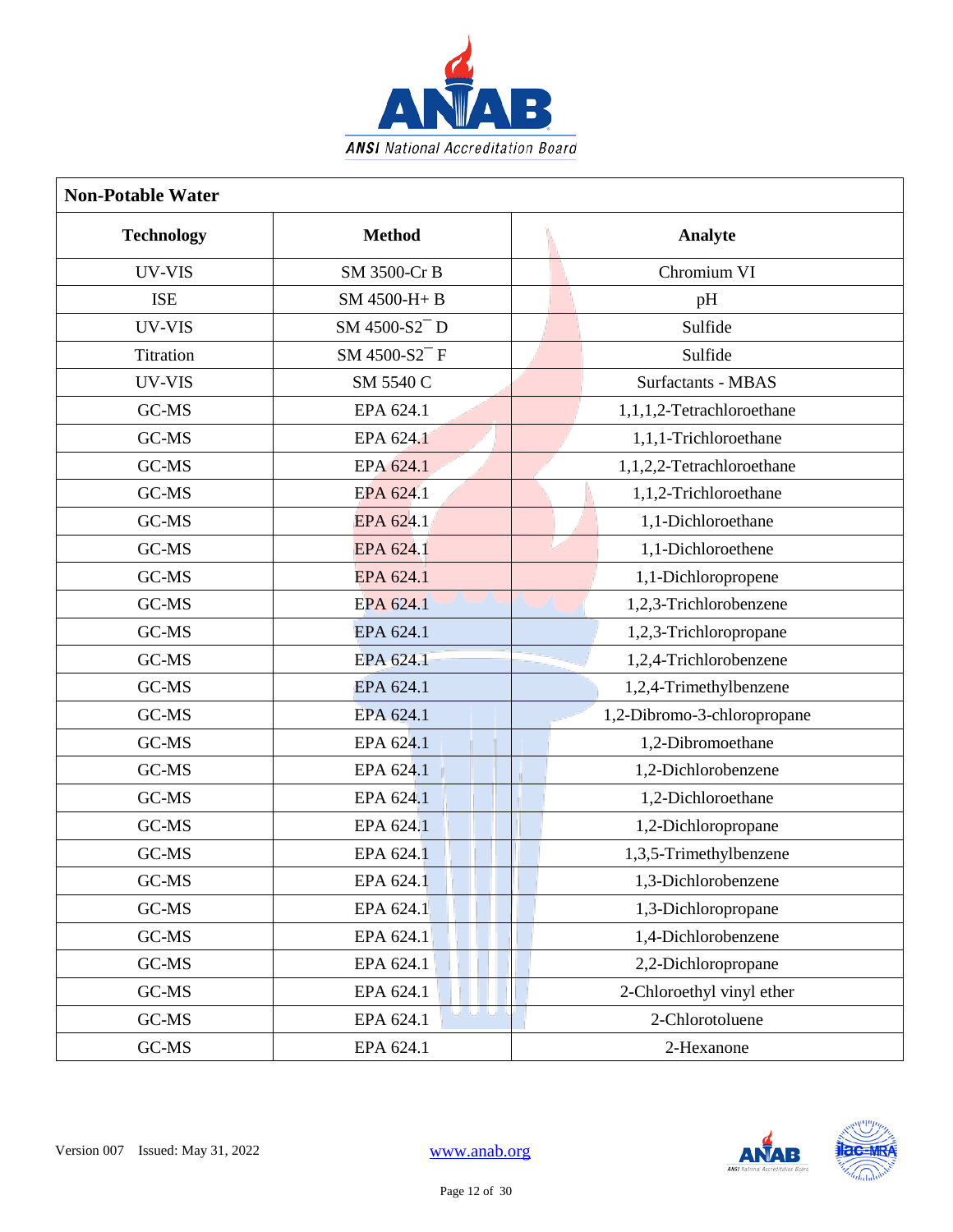| Non-Potable Water | | |
|---|---|---|
| **Technology** | **Method** | **Analyte** |
| UV-VIS | SM 3500-Cr B | Chromium VI |
| ISE | SM 4500-H+ B | pH |
| UV-VIS | SM 4500-$S2^{-}$ D | Sulfide |
| Titration | SM 4500-$S2^{-}$ F | Sulfide |
| UV-VIS | SM 5540 C | Surfactants - MBAS |
| GC-MS | EPA 624.1 | 1,1,1,2-Tetrachloroethane |
| GC-MS | EPA 624.1 | 1,1,1-Trichloroethane |
| GC-MS | EPA 624.1 | 1,1,2,2-Tetrachloroethane |
| GC-MS | EPA 624.1 | 1,1,2-Trichloroethane |
| GC-MS | EPA 624.1 | 1,1-Dichloroethane |
| GC-MS | EPA 624.1 | 1,1-Dichloroethene |
| GC-MS | EPA 624.1 | 1,1-Dichloropropene |
| GC-MS | EPA 624.1 | 1,2,3-Trichlorobenzene |
| GC-MS | EPA 624.1 | 1,2,3-Trichloropropane |
| GC-MS | EPA 624.1 | 1,2,4-Trichlorobenzene |
| GC-MS | EPA 624.1 | 1,2,4-Trimethylbenzene |
| GC-MS | EPA 624.1 | 1,2-Dibromo-3-chloropropane |
| GC-MS | EPA 624.1 | 1,2-Dibromoethane |
| GC-MS | EPA 624.1 | 1,2-Dichlorobenzene |
| GC-MS | EPA 624.1 | 1,2-Dichloroethane |
| GC-MS | EPA 624.1 | 1,2-Dichloropropane |
| GC-MS | EPA 624.1 | 1,3,5-Trimethylbenzene |
| GC-MS | EPA 624.1 | 1,3-Dichlorobenzene |
| GC-MS | EPA 624.1 | 1,3-Dichloropropane |
| GC-MS | EPA 624.1 | 1,4-Dichlorobenzene |
| GC-MS | EPA 624.1 | 2,2-Dichloropropane |
| GC-MS | EPA 624.1 | 2-Chloroethyl vinyl ether |
| GC-MS | EPA 624.1 | 2-Chlorotoluene |
| GC-MS | EPA 624.1 | 2-Hexanone |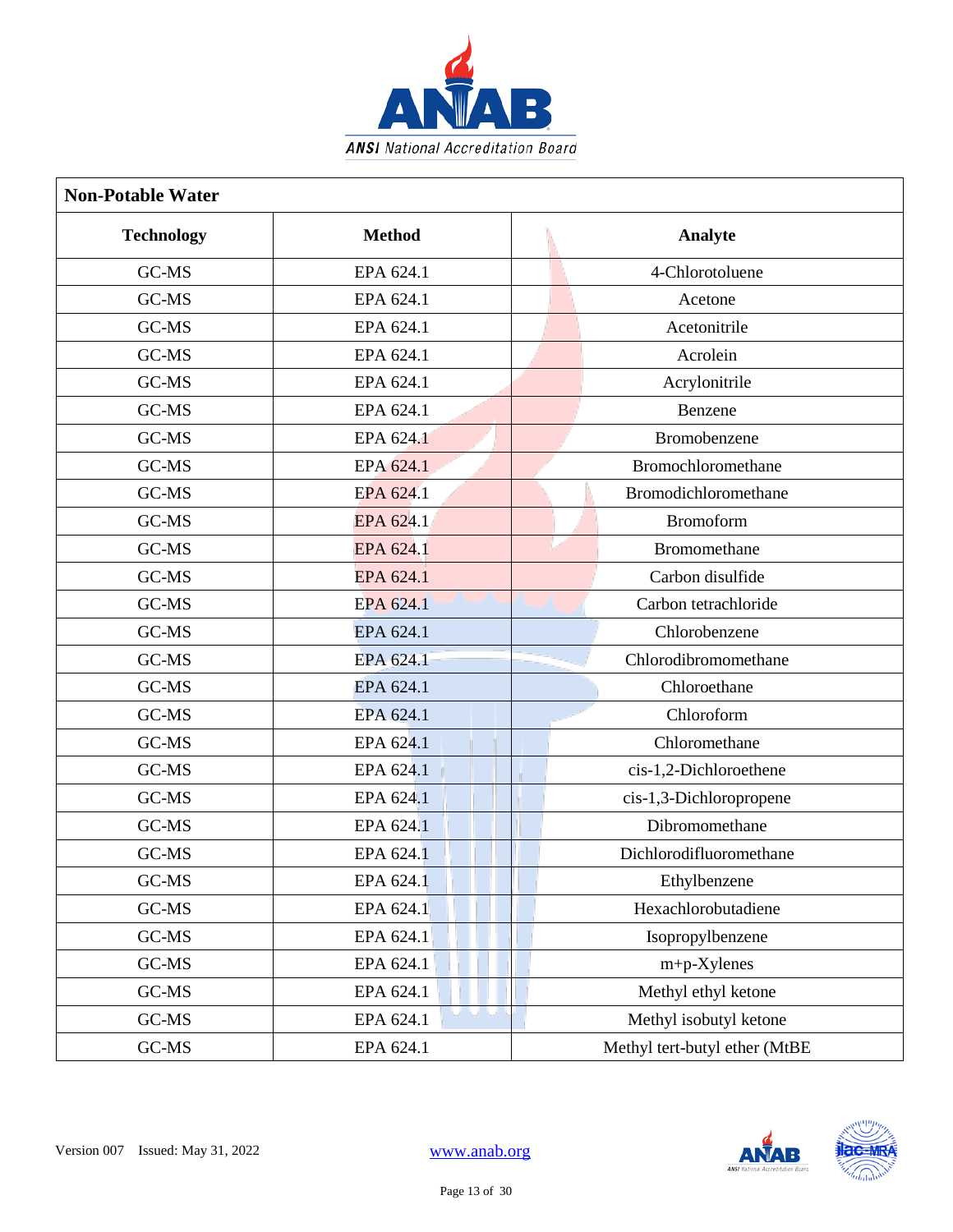| Non-Potable Water | | |
|---|---|---|
| **Technology** | **Method** | **Analyte** |
| GC-MS | EPA 624.1 | 4-Chlorotoluene |
| GC-MS | EPA 624.1 | Acetone |
| GC-MS | EPA 624.1 | Acetonitrile |
| GC-MS | EPA 624.1 | Acrolein |
| GC-MS | EPA 624.1 | Acrylonitrile |
| GC-MS | EPA 624.1 | Benzene |
| GC-MS | EPA 624.1 | Bromobenzene |
| GC-MS | EPA 624.1 | Bromochloromethane |
| GC-MS | EPA 624.1 | Bromodichloromethane |
| GC-MS | EPA 624.1 | Bromoform |
| GC-MS | EPA 624.1 | Bromomethane |
| GC-MS | EPA 624.1 | Carbon disulfide |
| GC-MS | EPA 624.1 | Carbon tetrachloride |
| GC-MS | EPA 624.1 | Chlorobenzene |
| GC-MS | EPA 624.1 | Chlorodibromomethane |
| GC-MS | EPA 624.1 | Chloroethane |
| GC-MS | EPA 624.1 | Chloroform |
| GC-MS | EPA 624.1 | Chloromethane |
| GC-MS | EPA 624.1 | cis-1,2-Dichloroethene |
| GC-MS | EPA 624.1 | cis-1,3-Dichloropropene |
| GC-MS | EPA 624.1 | Dibromomethane |
| GC-MS | EPA 624.1 | Dichlorodifluoromethane |
| GC-MS | EPA 624.1 | Ethylbenzene |
| GC-MS | EPA 624.1 | Hexachlorobutadiene |
| GC-MS | EPA 624.1 | Isopropylbenzene |
| GC-MS | EPA 624.1 | m+p-Xylenes |
| GC-MS | EPA 624.1 | Methyl ethyl ketone |
| GC-MS | EPA 624.1 | Methyl isobutyl ketone |
| GC-MS | EPA 624.1 | Methyl tert-butyl ether (MtBE |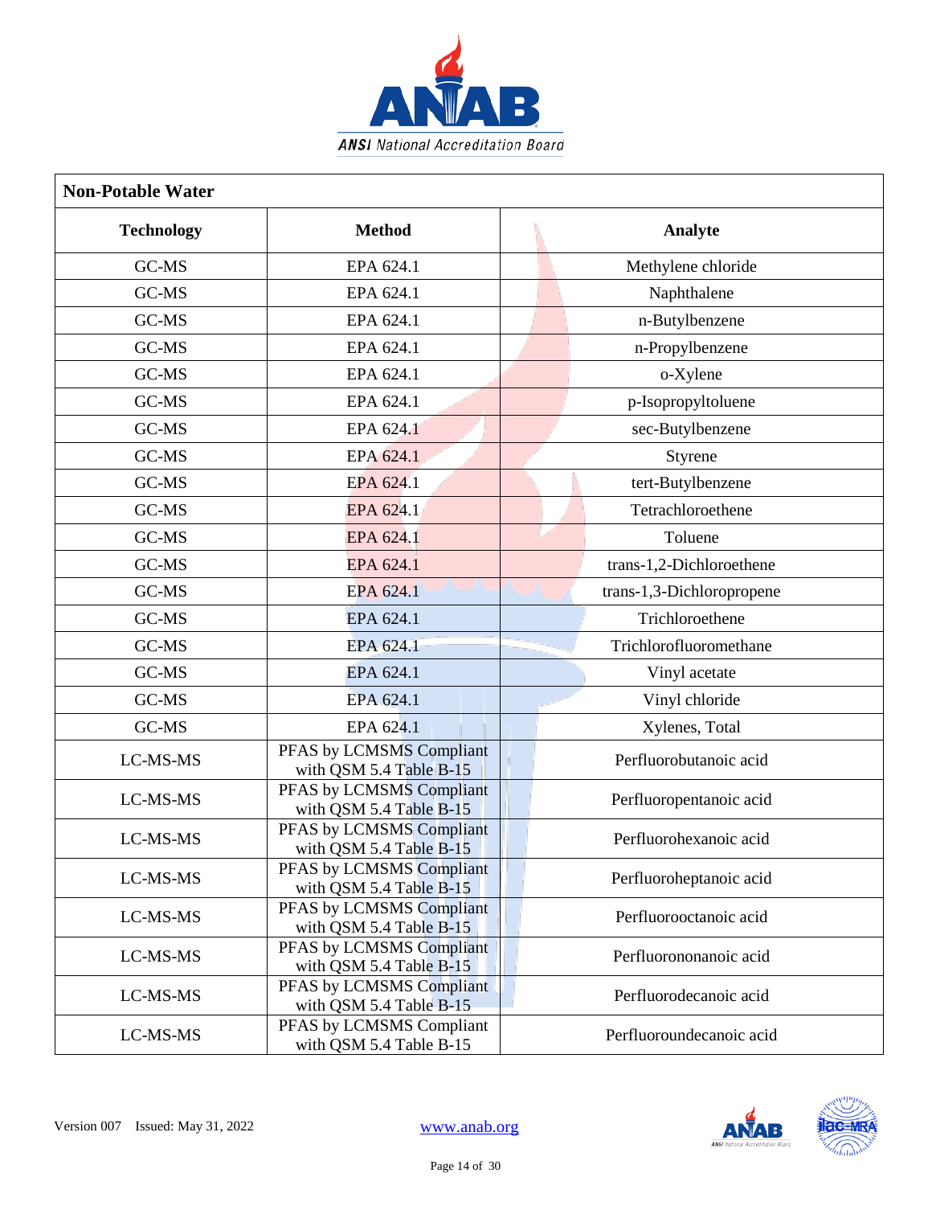| Non-Potable Water | | |
|---|---|---|
| **Technology** | **Method** | **Analyte** |
| GC-MS | EPA 624.1 | Methylene chloride |
| GC-MS | EPA 624.1 | Naphthalene |
| GC-MS | EPA 624.1 | n-Butylbenzene |
| GC-MS | EPA 624.1 | n-Propylbenzene |
| GC-MS | EPA 624.1 | o-Xylene |
| GC-MS | EPA 624.1 | p-Isopropyltoluene |
| GC-MS | EPA 624.1 | sec-Butylbenzene |
| GC-MS | EPA 624.1 | Styrene |
| GC-MS | EPA 624.1 | tert-Butylbenzene |
| GC-MS | EPA 624.1 | Tetrachloroethene |
| GC-MS | EPA 624.1 | Toluene |
| GC-MS | EPA 624.1 | trans-1,2-Dichloroethene |
| GC-MS | EPA 624.1 | trans-1,3-Dichloropropene |
| GC-MS | EPA 624.1 | Trichloroethene |
| GC-MS | EPA 624.1 | Trichlorofluoromethane |
| GC-MS | EPA 624.1 | Vinyl acetate |
| GC-MS | EPA 624.1 | Vinyl chloride |
| GC-MS | EPA 624.1 | Xylenes, Total |
| LC-MS-MS | PFAS by LCMSMS Compliant with QSM 5.4 Table B-15 | Perfluorobutanoic acid |
| LC-MS-MS | PFAS by LCMSMS Compliant with QSM 5.4 Table B-15 | Perfluoropentanoic acid |
| LC-MS-MS | PFAS by LCMSMS Compliant with QSM 5.4 Table B-15 | Perfluorohexanoic acid |
| LC-MS-MS | PFAS by LCMSMS Compliant with QSM 5.4 Table B-15 | Perfluoroheptanoic acid |
| LC-MS-MS | PFAS by LCMSMS Compliant with QSM 5.4 Table B-15 | Perfluorooctanoic acid |
| LC-MS-MS | PFAS by LCMSMS Compliant with QSM 5.4 Table B-15 | Perfluorononanoic acid |
| LC-MS-MS | PFAS by LCMSMS Compliant with QSM 5.4 Table B-15 | Perfluorodecanoic acid |
| LC-MS-MS | PFAS by LCMSMS Compliant with QSM 5.4 Table B-15 | Perfluoroundecanoic acid |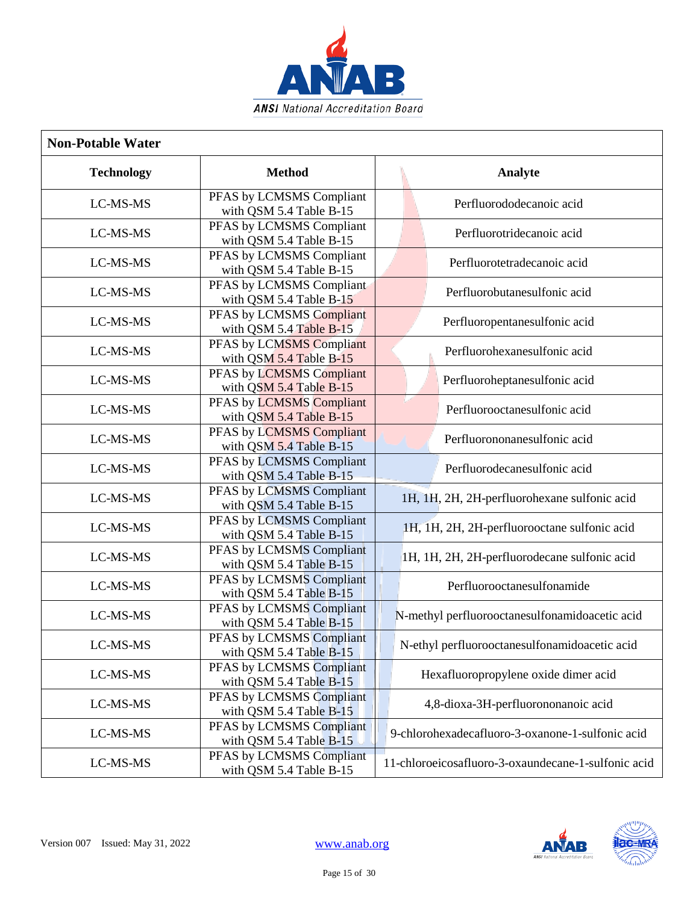| Non-Potable Water | | |
|---|---|---|
| **Technology** | **Method** | **Analyte** |
| LC-MS-MS | PFAS by LCMSMS Compliant with QSM 5.4 Table B-15 | Perfluorododecanoic acid |
| LC-MS-MS | PFAS by LCMSMS Compliant with QSM 5.4 Table B-15 | Perfluorotridecanoic acid |
| LC-MS-MS | PFAS by LCMSMS Compliant with QSM 5.4 Table B-15 | Perfluorotetradecanoic acid |
| LC-MS-MS | PFAS by LCMSMS Compliant with QSM 5.4 Table B-15 | Perfluorobutanesulfonic acid |
| LC-MS-MS | PFAS by LCMSMS Compliant with QSM 5.4 Table B-15 | Perfluoropentanesulfonic acid |
| LC-MS-MS | PFAS by LCMSMS Compliant with QSM 5.4 Table B-15 | Perfluorohexanesulfonic acid |
| LC-MS-MS | PFAS by LCMSMS Compliant with QSM 5.4 Table B-15 | Perfluoroheptanesulfonic acid |
| LC-MS-MS | PFAS by LCMSMS Compliant with QSM 5.4 Table B-15 | Perfluorooctanesulfonic acid |
| LC-MS-MS | PFAS by LCMSMS Compliant with QSM 5.4 Table B-15 | Perfluorononanesulfonic acid |
| LC-MS-MS | PFAS by LCMSMS Compliant with QSM 5.4 Table B-15 | Perfluorodecanesulfonic acid |
| LC-MS-MS | PFAS by LCMSMS Compliant with QSM 5.4 Table B-15 | 1H, 1H, 2H, 2H-perfluorohexane sulfonic acid |
| LC-MS-MS | PFAS by LCMSMS Compliant with QSM 5.4 Table B-15 | 1H, 1H, 2H, 2H-perfluorooctane sulfonic acid |
| LC-MS-MS | PFAS by LCMSMS Compliant with QSM 5.4 Table B-15 | 1H, 1H, 2H, 2H-perfluorodecane sulfonic acid |
| LC-MS-MS | PFAS by LCMSMS Compliant with QSM 5.4 Table B-15 | Perfluorooctanesulfonamide |
| LC-MS-MS | PFAS by LCMSMS Compliant with QSM 5.4 Table B-15 | N-methyl perfluorooctanesulfonamidoacetic acid |
| LC-MS-MS | PFAS by LCMSMS Compliant with QSM 5.4 Table B-15 | N-ethyl perfluorooctanesulfonamidoacetic acid |
| LC-MS-MS | PFAS by LCMSMS Compliant with QSM 5.4 Table B-15 | Hexafluoropropylene oxide dimer acid |
| LC-MS-MS | PFAS by LCMSMS Compliant with QSM 5.4 Table B-15 | 4,8-dioxa-3H-perfluorononanoic acid |
| LC-MS-MS | PFAS by LCMSMS Compliant with QSM 5.4 Table B-15 | 9-chlorohexadecafluoro-3-oxanone-1-sulfonic acid |
| LC-MS-MS | PFAS by LCMSMS Compliant with QSM 5.4 Table B-15 | 11-chloroeicosafluoro-3-oxaundecane-1-sulfonic acid |

Version 007 Issued: May 31, 2022

www.anab.org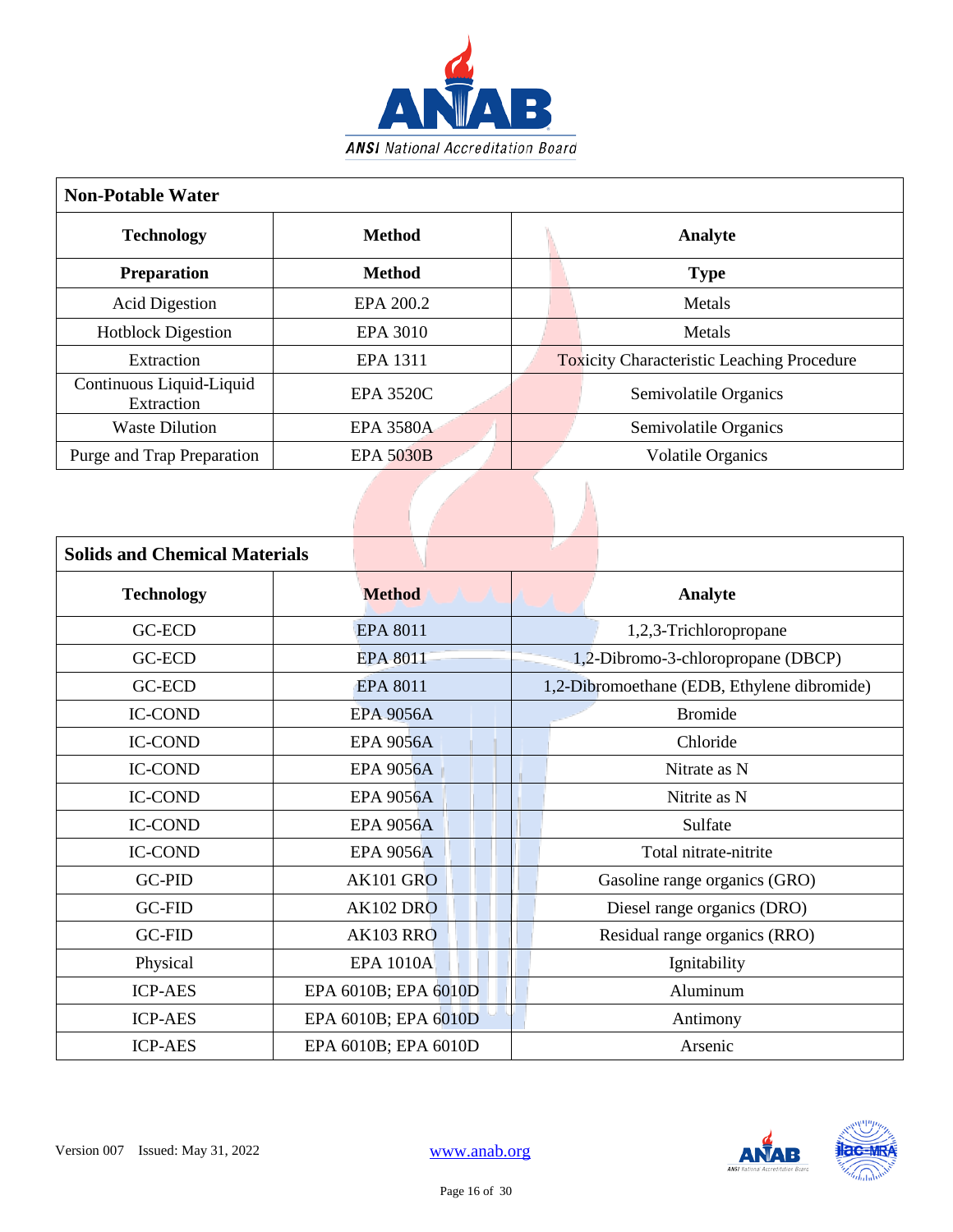| Non-Potable Water | | |
|---|---|---|
| **Technology** | **Method** | **Analyte** |
| **Preparation** | **Method** | **Type** |
| Acid Digestion | EPA 200.2 | Metals |
| Hotblock Digestion | EPA 3010 | Metals |
| Extraction | EPA 1311 | Toxicity Characteristic Leaching Procedure |
| Continuous Liquid-Liquid Extraction | EPA 3520C | Semivolatile Organics |
| Waste Dilution | EPA 3580A | Semivolatile Organics |
| Purge and Trap Preparation | EPA 5030B | Volatile Organics |

| Solids and Chemical Materials | | |
|---|---|---|
| **Technology** | **Method** | **Analyte** |
| GC-ECD | EPA 8011 | 1,2,3-Trichloropropane |
| GC-ECD | EPA 8011 | 1,2-Dibromo-3-chloropropane (DBCP) |
| GC-ECD | EPA 8011 | 1,2-Dibromoethane (EDB, Ethylene dibromide) |
| IC-COND | EPA 9056A | Bromide |
| IC-COND | EPA 9056A | Chloride |
| IC-COND | EPA 9056A | Nitrate as N |
| IC-COND | EPA 9056A | Nitrite as N |
| IC-COND | EPA 9056A | Sulfate |
| IC-COND | EPA 9056A | Total nitrate-nitrite |
| GC-PID | AK101 GRO | Gasoline range organics (GRO) |
| GC-FID | AK102 DRO | Diesel range organics (DRO) |
| GC-FID | AK103 RRO | Residual range organics (RRO) |
| Physical | EPA 1010A | Ignitability |
| ICP-AES | EPA 6010B; EPA 6010D | Aluminum |
| ICP-AES | EPA 6010B; EPA 6010D | Antimony |
| ICP-AES | EPA 6010B; EPA 6010D | Arsenic |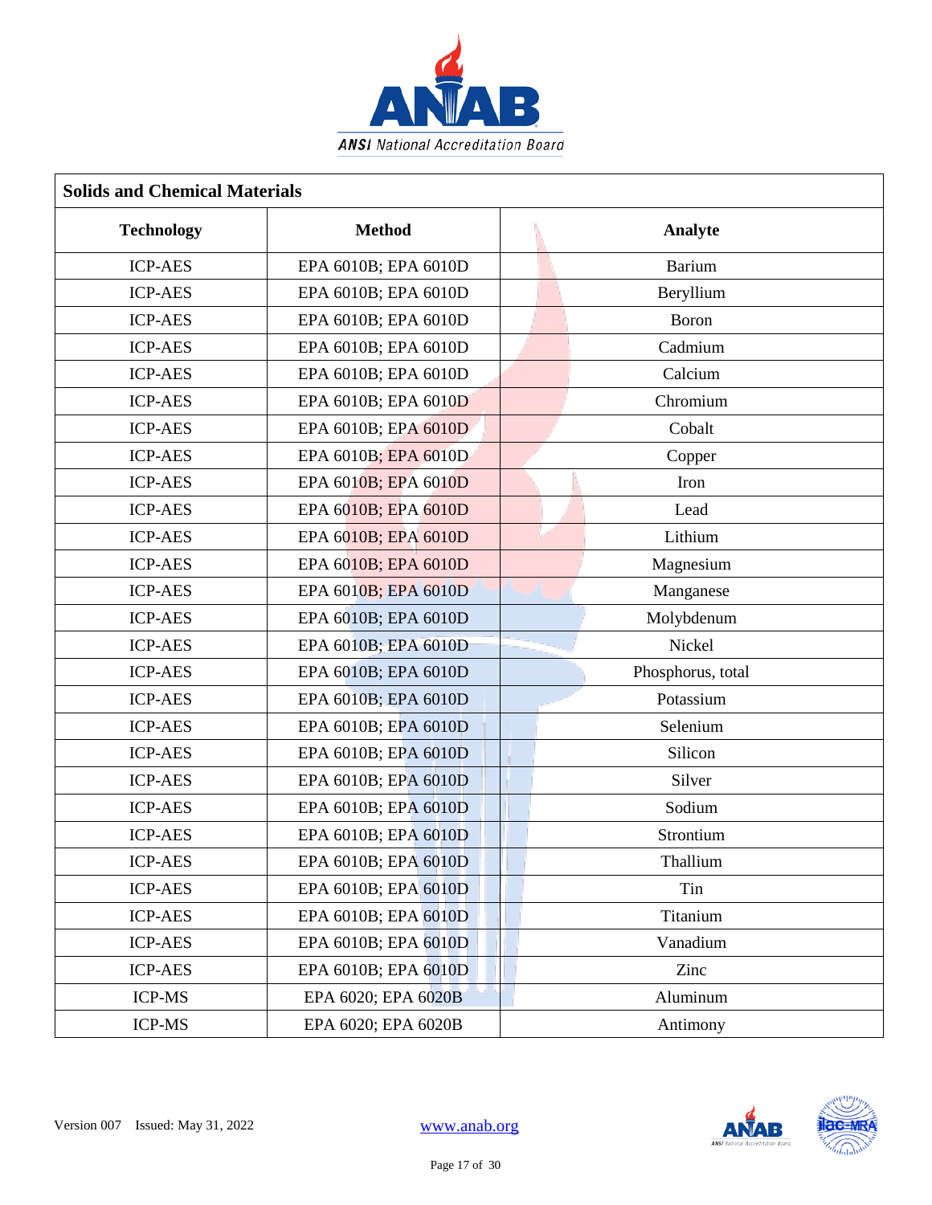| Solids and Chemical Materials | | |
|---|---|---|
| **Technology** | **Method** | **Analyte** |
| ICP-AES | EPA 6010B; EPA 6010D | Barium |
| ICP-AES | EPA 6010B; EPA 6010D | Beryllium |
| ICP-AES | EPA 6010B; EPA 6010D | Boron |
| ICP-AES | EPA 6010B; EPA 6010D | Cadmium |
| ICP-AES | EPA 6010B; EPA 6010D | Calcium |
| ICP-AES | EPA 6010B; EPA 6010D | Chromium |
| ICP-AES | EPA 6010B; EPA 6010D | Cobalt |
| ICP-AES | EPA 6010B; EPA 6010D | Copper |
| ICP-AES | EPA 6010B; EPA 6010D | Iron |
| ICP-AES | EPA 6010B; EPA 6010D | Lead |
| ICP-AES | EPA 6010B; EPA 6010D | Lithium |
| ICP-AES | EPA 6010B; EPA 6010D | Magnesium |
| ICP-AES | EPA 6010B; EPA 6010D | Manganese |
| ICP-AES | EPA 6010B; EPA 6010D | Molybdenum |
| ICP-AES | EPA 6010B; EPA 6010D | Nickel |
| ICP-AES | EPA 6010B; EPA 6010D | Phosphorus, total |
| ICP-AES | EPA 6010B; EPA 6010D | Potassium |
| ICP-AES | EPA 6010B; EPA 6010D | Selenium |
| ICP-AES | EPA 6010B; EPA 6010D | Silicon |
| ICP-AES | EPA 6010B; EPA 6010D | Silver |
| ICP-AES | EPA 6010B; EPA 6010D | Sodium |
| ICP-AES | EPA 6010B; EPA 6010D | Strontium |
| ICP-AES | EPA 6010B; EPA 6010D | Thallium |
| ICP-AES | EPA 6010B; EPA 6010D | Tin |
| ICP-AES | EPA 6010B; EPA 6010D | Titanium |
| ICP-AES | EPA 6010B; EPA 6010D | Vanadium |
| ICP-AES | EPA 6010B; EPA 6010D | Zinc |
| ICP-MS | EPA 6020; EPA 6020B | Aluminum |
| ICP-MS | EPA 6020; EPA 6020B | Antimony |

Version 007 Issued: May 31, 2022

www.anab.org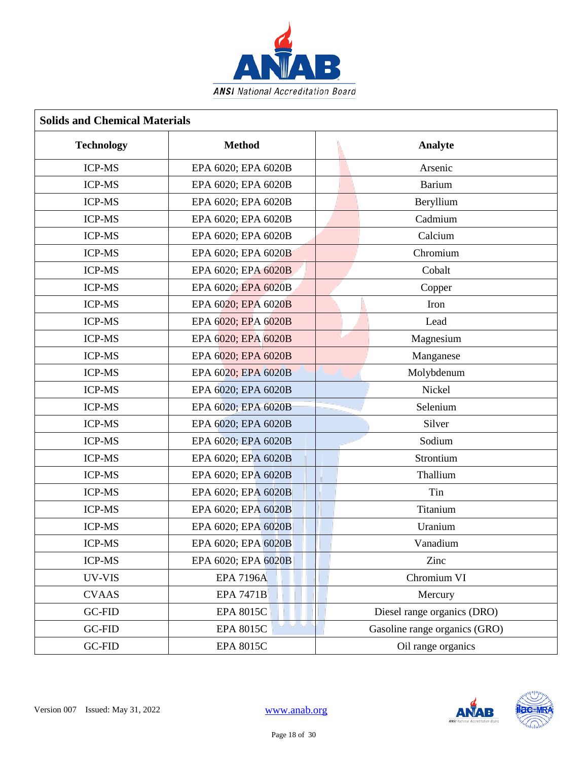| Solids and Chemical Materials | | |
|---|---|---|
| **Technology** | **Method** | **Analyte** |
| ICP-MS | EPA 6020; EPA 6020B | Arsenic |
| ICP-MS | EPA 6020; EPA 6020B | Barium |
| ICP-MS | EPA 6020; EPA 6020B | Beryllium |
| ICP-MS | EPA 6020; EPA 6020B | Cadmium |
| ICP-MS | EPA 6020; EPA 6020B | Calcium |
| ICP-MS | EPA 6020; EPA 6020B | Chromium |
| ICP-MS | EPA 6020; EPA 6020B | Cobalt |
| ICP-MS | EPA 6020; EPA 6020B | Copper |
| ICP-MS | EPA 6020; EPA 6020B | Iron |
| ICP-MS | EPA 6020; EPA 6020B | Lead |
| ICP-MS | EPA 6020; EPA 6020B | Magnesium |
| ICP-MS | EPA 6020; EPA 6020B | Manganese |
| ICP-MS | EPA 6020; EPA 6020B | Molybdenum |
| ICP-MS | EPA 6020; EPA 6020B | Nickel |
| ICP-MS | EPA 6020; EPA 6020B | Selenium |
| ICP-MS | EPA 6020; EPA 6020B | Silver |
| ICP-MS | EPA 6020; EPA 6020B | Sodium |
| ICP-MS | EPA 6020; EPA 6020B | Strontium |
| ICP-MS | EPA 6020; EPA 6020B | Thallium |
| ICP-MS | EPA 6020; EPA 6020B | Tin |
| ICP-MS | EPA 6020; EPA 6020B | Titanium |
| ICP-MS | EPA 6020; EPA 6020B | Uranium |
| ICP-MS | EPA 6020; EPA 6020B | Vanadium |
| ICP-MS | EPA 6020; EPA 6020B | Zinc |
| UV-VIS | EPA 7196A | Chromium VI |
| CVAAS | EPA 7471B | Mercury |
| GC-FID | EPA 8015C | Diesel range organics (DRO) |
| GC-FID | EPA 8015C | Gasoline range organics (GRO) |
| GC-FID | EPA 8015C | Oil range organics |

Version 007 Issued: May 31, 2022

www.anab.org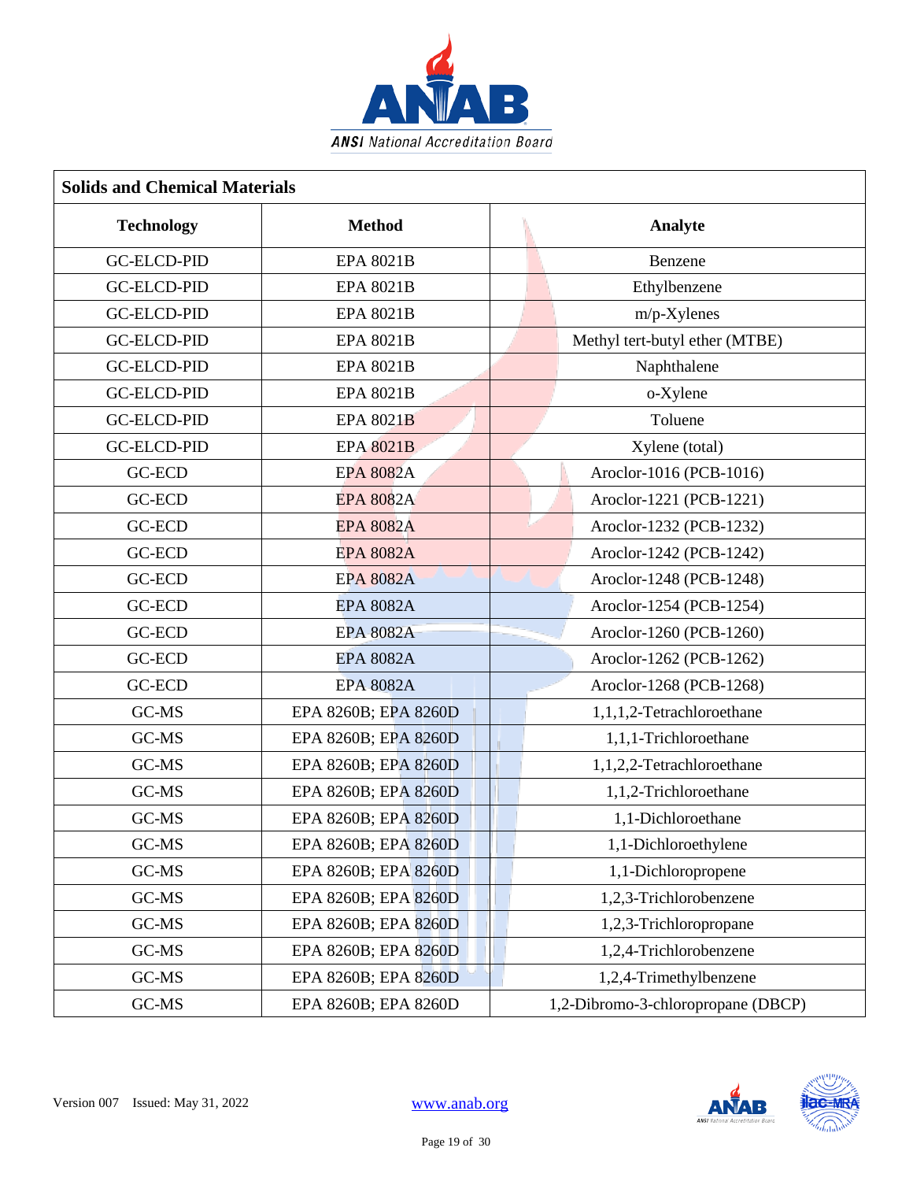| Solids and Chemical Materials | | |
|---|---|---|
| **Technology** | **Method** | **Analyte** |
| GC-ELCD-PID | EPA 8021B | Benzene |
| GC-ELCD-PID | EPA 8021B | Ethylbenzene |
| GC-ELCD-PID | EPA 8021B | m/p-Xylenes |
| GC-ELCD-PID | EPA 8021B | Methyl tert-butyl ether (MTBE) |
| GC-ELCD-PID | EPA 8021B | Naphthalene |
| GC-ELCD-PID | EPA 8021B | o-Xylene |
| GC-ELCD-PID | EPA 8021B | Toluene |
| GC-ELCD-PID | EPA 8021B | Xylene (total) |
| GC-ECD | EPA 8082A | Aroclor-1016 (PCB-1016) |
| GC-ECD | EPA 8082A | Aroclor-1221 (PCB-1221) |
| GC-ECD | EPA 8082A | Aroclor-1232 (PCB-1232) |
| GC-ECD | EPA 8082A | Aroclor-1242 (PCB-1242) |
| GC-ECD | EPA 8082A | Aroclor-1248 (PCB-1248) |
| GC-ECD | EPA 8082A | Aroclor-1254 (PCB-1254) |
| GC-ECD | EPA 8082A | Aroclor-1260 (PCB-1260) |
| GC-ECD | EPA 8082A | Aroclor-1262 (PCB-1262) |
| GC-ECD | EPA 8082A | Aroclor-1268 (PCB-1268) |
| GC-MS | EPA 8260B; EPA 8260D | 1,1,1,2-Tetrachloroethane |
| GC-MS | EPA 8260B; EPA 8260D | 1,1,1-Trichloroethane |
| GC-MS | EPA 8260B; EPA 8260D | 1,1,2,2-Tetrachloroethane |
| GC-MS | EPA 8260B; EPA 8260D | 1,1,2-Trichloroethane |
| GC-MS | EPA 8260B; EPA 8260D | 1,1-Dichloroethane |
| GC-MS | EPA 8260B; EPA 8260D | 1,1-Dichloroethylene |
| GC-MS | EPA 8260B; EPA 8260D | 1,1-Dichloropropene |
| GC-MS | EPA 8260B; EPA 8260D | 1,2,3-Trichlorobenzene |
| GC-MS | EPA 8260B; EPA 8260D | 1,2,3-Trichloropropane |
| GC-MS | EPA 8260B; EPA 8260D | 1,2,4-Trichlorobenzene |
| GC-MS | EPA 8260B; EPA 8260D | 1,2,4-Trimethylbenzene |
| GC-MS | EPA 8260B; EPA 8260D | 1,2-Dibromo-3-chloropropane (DBCP) |

Version 007 Issued: May 31, 2022 www.anab.org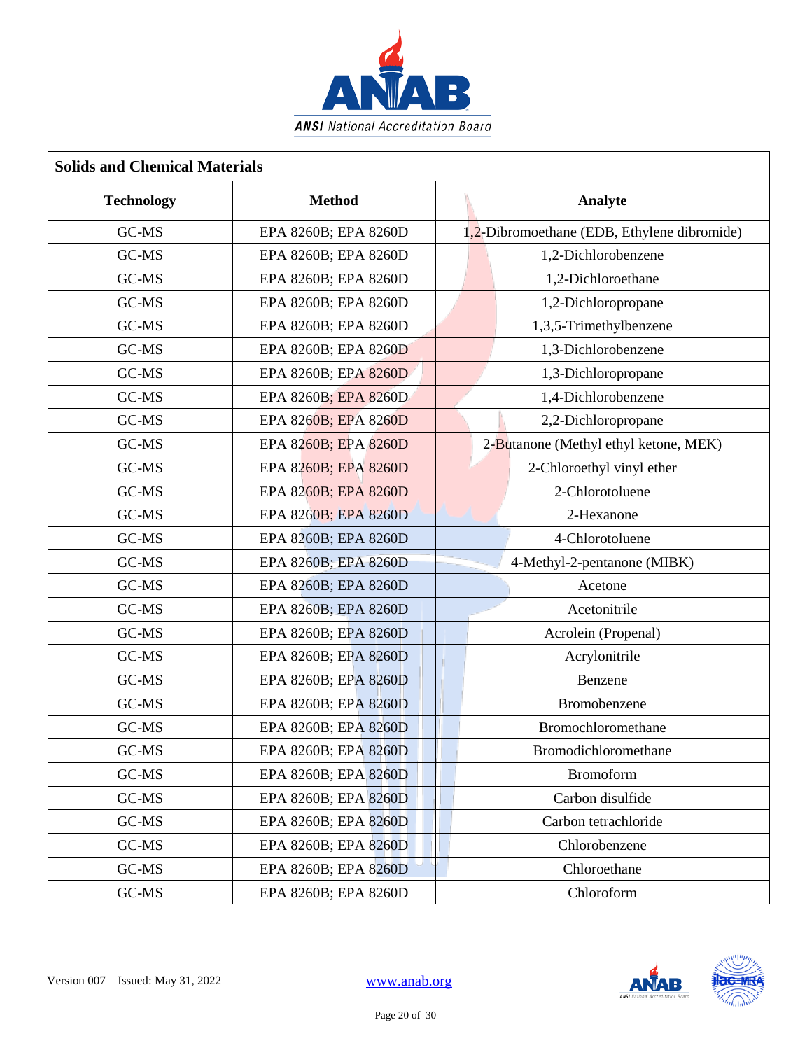| Solids and Chemical Materials | | |
|---|---|---|
| **Technology** | **Method** | **Analyte** |
| GC-MS | EPA 8260B; EPA 8260D | 1,2-Dibromoethane (EDB, Ethylene dibromide) |
| GC-MS | EPA 8260B; EPA 8260D | 1,2-Dichlorobenzene |
| GC-MS | EPA 8260B; EPA 8260D | 1,2-Dichloroethane |
| GC-MS | EPA 8260B; EPA 8260D | 1,2-Dichloropropane |
| GC-MS | EPA 8260B; EPA 8260D | 1,3,5-Trimethylbenzene |
| GC-MS | EPA 8260B; EPA 8260D | 1,3-Dichlorobenzene |
| GC-MS | EPA 8260B; EPA 8260D | 1,3-Dichloropropane |
| GC-MS | EPA 8260B; EPA 8260D | 1,4-Dichlorobenzene |
| GC-MS | EPA 8260B; EPA 8260D | 2,2-Dichloropropane |
| GC-MS | EPA 8260B; EPA 8260D | 2-Butanone (Methyl ethyl ketone, MEK) |
| GC-MS | EPA 8260B; EPA 8260D | 2-Chloroethyl vinyl ether |
| GC-MS | EPA 8260B; EPA 8260D | 2-Chlorotoluene |
| GC-MS | EPA 8260B; EPA 8260D | 2-Hexanone |
| GC-MS | EPA 8260B; EPA 8260D | 4-Chlorotoluene |
| GC-MS | EPA 8260B; EPA 8260D | 4-Methyl-2-pentanone (MIBK) |
| GC-MS | EPA 8260B; EPA 8260D | Acetone |
| GC-MS | EPA 8260B; EPA 8260D | Acetonitrile |
| GC-MS | EPA 8260B; EPA 8260D | Acrolein (Propenal) |
| GC-MS | EPA 8260B; EPA 8260D | Acrylonitrile |
| GC-MS | EPA 8260B; EPA 8260D | Benzene |
| GC-MS | EPA 8260B; EPA 8260D | Bromobenzene |
| GC-MS | EPA 8260B; EPA 8260D | Bromochloromethane |
| GC-MS | EPA 8260B; EPA 8260D | Bromodichloromethane |
| GC-MS | EPA 8260B; EPA 8260D | Bromoform |
| GC-MS | EPA 8260B; EPA 8260D | Carbon disulfide |
| GC-MS | EPA 8260B; EPA 8260D | Carbon tetrachloride |
| GC-MS | EPA 8260B; EPA 8260D | Chlorobenzene |
| GC-MS | EPA 8260B; EPA 8260D | Chloroethane |
| GC-MS | EPA 8260B; EPA 8260D | Chloroform |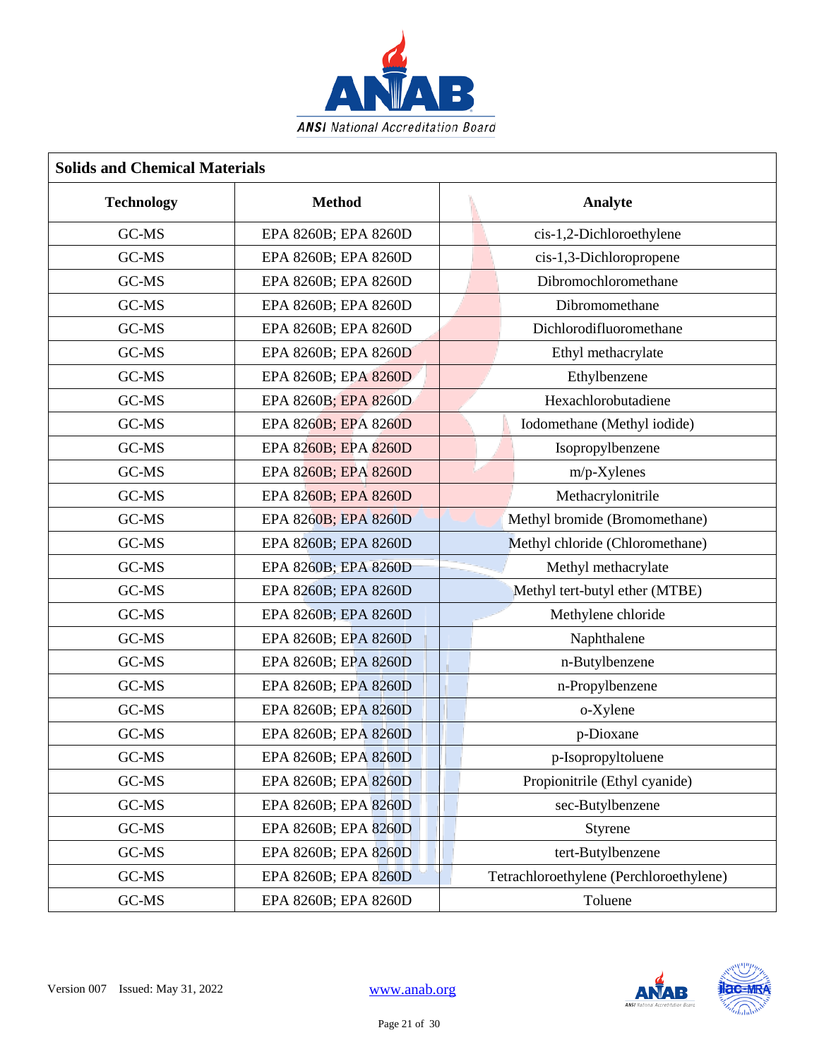| Solids and Chemical Materials | | |
|---|---|---|
| **Technology** | **Method** | **Analyte** |
| GC-MS | EPA 8260B; EPA 8260D | cis-1,2-Dichloroethylene |
| GC-MS | EPA 8260B; EPA 8260D | cis-1,3-Dichloropropene |
| GC-MS | EPA 8260B; EPA 8260D | Dibromochloromethane |
| GC-MS | EPA 8260B; EPA 8260D | Dibromomethane |
| GC-MS | EPA 8260B; EPA 8260D | Dichlorodifluoromethane |
| GC-MS | EPA 8260B; EPA 8260D | Ethyl methacrylate |
| GC-MS | EPA 8260B; EPA 8260D | Ethylbenzene |
| GC-MS | EPA 8260B; EPA 8260D | Hexachlorobutadiene |
| GC-MS | EPA 8260B; EPA 8260D | Iodomethane (Methyl iodide) |
| GC-MS | EPA 8260B; EPA 8260D | Isopropylbenzene |
| GC-MS | EPA 8260B; EPA 8260D | m/p-Xylenes |
| GC-MS | EPA 8260B; EPA 8260D | Methacrylonitrile |
| GC-MS | EPA 8260B; EPA 8260D | Methyl bromide (Bromomethane) |
| GC-MS | EPA 8260B; EPA 8260D | Methyl chloride (Chloromethane) |
| GC-MS | EPA 8260B; EPA 8260D | Methyl methacrylate |
| GC-MS | EPA 8260B; EPA 8260D | Methyl tert-butyl ether (MTBE) |
| GC-MS | EPA 8260B; EPA 8260D | Methylene chloride |
| GC-MS | EPA 8260B; EPA 8260D | Naphthalene |
| GC-MS | EPA 8260B; EPA 8260D | n-Butylbenzene |
| GC-MS | EPA 8260B; EPA 8260D | n-Propylbenzene |
| GC-MS | EPA 8260B; EPA 8260D | o-Xylene |
| GC-MS | EPA 8260B; EPA 8260D | p-Dioxane |
| GC-MS | EPA 8260B; EPA 8260D | p-Isopropyltoluene |
| GC-MS | EPA 8260B; EPA 8260D | Propionitrile (Ethyl cyanide) |
| GC-MS | EPA 8260B; EPA 8260D | sec-Butylbenzene |
| GC-MS | EPA 8260B; EPA 8260D | Styrene |
| GC-MS | EPA 8260B; EPA 8260D | tert-Butylbenzene |
| GC-MS | EPA 8260B; EPA 8260D | Tetrachloroethylene (Perchloroethylene) |
| GC-MS | EPA 8260B; EPA 8260D | Toluene |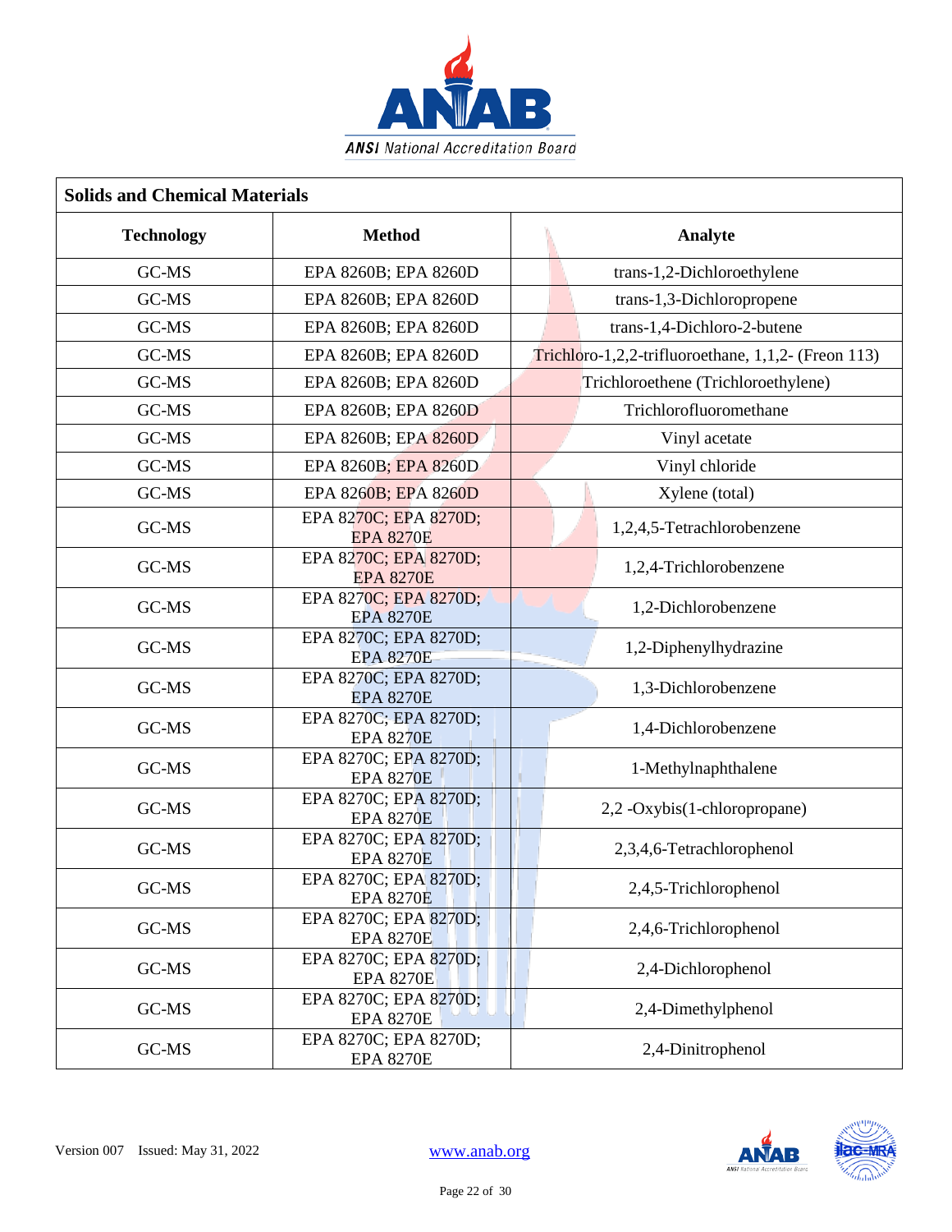| Solids and Chemical Materials | | |
|---|---|---|
| **Technology** | **Method** | **Analyte** |
| GC-MS | EPA 8260B; EPA 8260D | trans-1,2-Dichloroethylene |
| GC-MS | EPA 8260B; EPA 8260D | trans-1,3-Dichloropropene |
| GC-MS | EPA 8260B; EPA 8260D | trans-1,4-Dichloro-2-butene |
| GC-MS | EPA 8260B; EPA 8260D | Trichloro-1,2,2-trifluoroethane, 1,1,2- (Freon 113) |
| GC-MS | EPA 8260B; EPA 8260D | Trichloroethene (Trichloroethylene) |
| GC-MS | EPA 8260B; EPA 8260D | Trichlorofluoromethane |
| GC-MS | EPA 8260B; EPA 8260D | Vinyl acetate |
| GC-MS | EPA 8260B; EPA 8260D | Vinyl chloride |
| GC-MS | EPA 8260B; EPA 8260D | Xylene (total) |
| GC-MS | EPA 8270C; EPA 8270D; EPA 8270E | 1,2,4,5-Tetrachlorobenzene |
| GC-MS | EPA 8270C; EPA 8270D; EPA 8270E | 1,2,4-Trichlorobenzene |
| GC-MS | EPA 8270C; EPA 8270D; EPA 8270E | 1,2-Dichlorobenzene |
| GC-MS | EPA 8270C; EPA 8270D; EPA 8270E | 1,2-Diphenylhydrazine |
| GC-MS | EPA 8270C; EPA 8270D; EPA 8270E | 1,3-Dichlorobenzene |
| GC-MS | EPA 8270C; EPA 8270D; EPA 8270E | 1,4-Dichlorobenzene |
| GC-MS | EPA 8270C; EPA 8270D; EPA 8270E | 1-Methylnaphthalene |
| GC-MS | EPA 8270C; EPA 8270D; EPA 8270E | 2,2 -Oxybis(1-chloropropane) |
| GC-MS | EPA 8270C; EPA 8270D; EPA 8270E | 2,3,4,6-Tetrachlorophenol |
| GC-MS | EPA 8270C; EPA 8270D; EPA 8270E | 2,4,5-Trichlorophenol |
| GC-MS | EPA 8270C; EPA 8270D; EPA 8270E | 2,4,6-Trichlorophenol |
| GC-MS | EPA 8270C; EPA 8270D; EPA 8270E | 2,4-Dichlorophenol |
| GC-MS | EPA 8270C; EPA 8270D; EPA 8270E | 2,4-Dimethylphenol |
| GC-MS | EPA 8270C; EPA 8270D; EPA 8270E | 2,4-Dinitrophenol |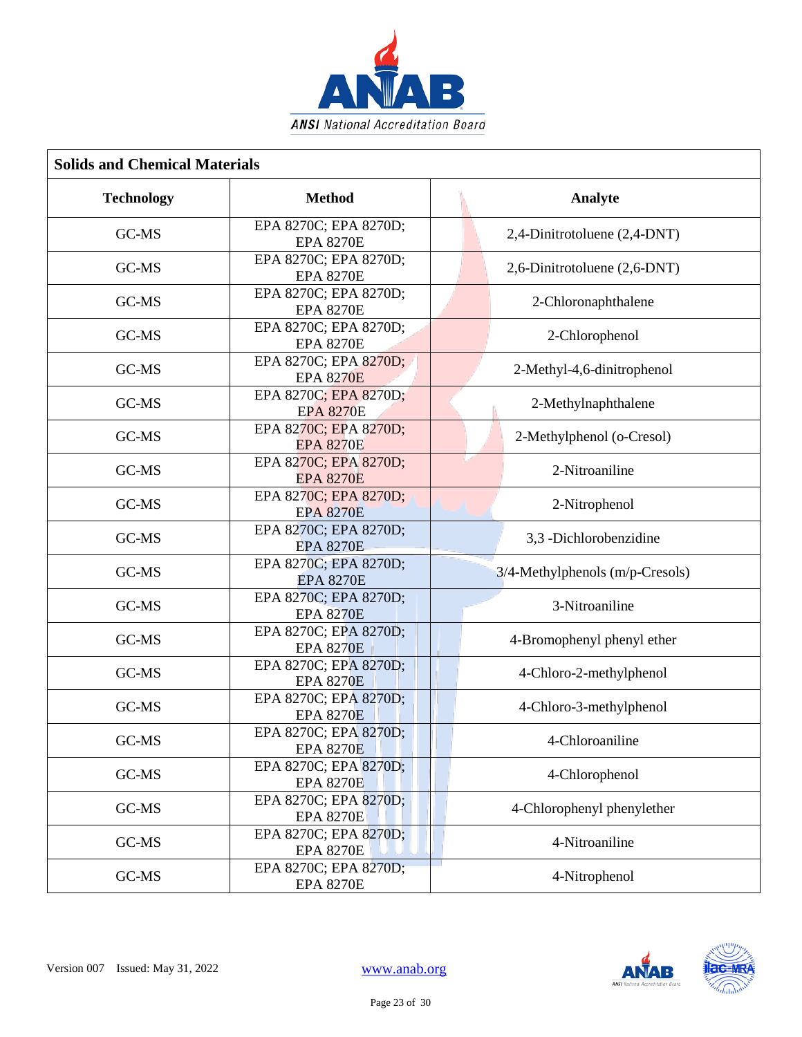| Solids and Chemical Materials | | |
|---|---|---|
| **Technology** | **Method** | **Analyte** |
| GC-MS | EPA 8270C; EPA 8270D; EPA 8270E | 2,4-Dinitrotoluene (2,4-DNT) |
| GC-MS | EPA 8270C; EPA 8270D; EPA 8270E | 2,6-Dinitrotoluene (2,6-DNT) |
| GC-MS | EPA 8270C; EPA 8270D; EPA 8270E | 2-Chloronaphthalene |
| GC-MS | EPA 8270C; EPA 8270D; EPA 8270E | 2-Chlorophenol |
| GC-MS | EPA 8270C; EPA 8270D; EPA 8270E | 2-Methyl-4,6-dinitrophenol |
| GC-MS | EPA 8270C; EPA 8270D; EPA 8270E | 2-Methylnaphthalene |
| GC-MS | EPA 8270C; EPA 8270D; EPA 8270E | 2-Methylphenol (o-Cresol) |
| GC-MS | EPA 8270C; EPA 8270D; EPA 8270E | 2-Nitroaniline |
| GC-MS | EPA 8270C; EPA 8270D; EPA 8270E | 2-Nitrophenol |
| GC-MS | EPA 8270C; EPA 8270D; EPA 8270E | 3,3 -Dichlorobenzidine |
| GC-MS | EPA 8270C; EPA 8270D; EPA 8270E | 3/4-Methylphenols (m/p-Cresols) |
| GC-MS | EPA 8270C; EPA 8270D; EPA 8270E | 3-Nitroaniline |
| GC-MS | EPA 8270C; EPA 8270D; EPA 8270E | 4-Bromophenyl phenyl ether |
| GC-MS | EPA 8270C; EPA 8270D; EPA 8270E | 4-Chloro-2-methylphenol |
| GC-MS | EPA 8270C; EPA 8270D; EPA 8270E | 4-Chloro-3-methylphenol |
| GC-MS | EPA 8270C; EPA 8270D; EPA 8270E | 4-Chloroaniline |
| GC-MS | EPA 8270C; EPA 8270D; EPA 8270E | 4-Chlorophenol |
| GC-MS | EPA 8270C; EPA 8270D; EPA 8270E | 4-Chlorophenyl phenylether |
| GC-MS | EPA 8270C; EPA 8270D; EPA 8270E | 4-Nitroaniline |
| GC-MS | EPA 8270C; EPA 8270D; EPA 8270E | 4-Nitrophenol |

Version 007 Issued: May 31, 2022 www.anab.org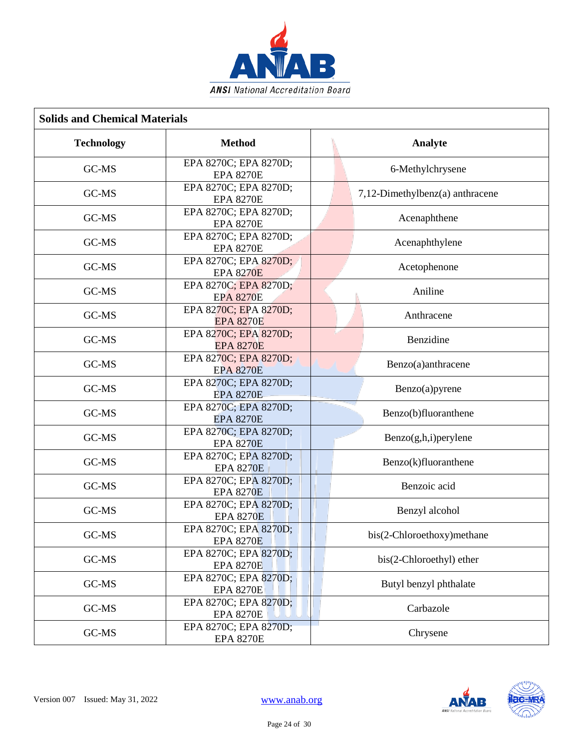| Solids and Chemical Materials | | |
|---|---|---|
| **Technology** | **Method** | **Analyte** |
| GC-MS | EPA 8270C; EPA 8270D; EPA 8270E | 6-Methylchrysene |
| GC-MS | EPA 8270C; EPA 8270D; EPA 8270E | 7,12-Dimethylbenz(a) anthracene |
| GC-MS | EPA 8270C; EPA 8270D; EPA 8270E | Acenaphthene |
| GC-MS | EPA 8270C; EPA 8270D; EPA 8270E | Acenaphthylene |
| GC-MS | EPA 8270C; EPA 8270D; EPA 8270E | Acetophenone |
| GC-MS | EPA 8270C; EPA 8270D; EPA 8270E | Aniline |
| GC-MS | EPA 8270C; EPA 8270D; EPA 8270E | Anthracene |
| GC-MS | EPA 8270C; EPA 8270D; EPA 8270E | Benzidine |
| GC-MS | EPA 8270C; EPA 8270D; EPA 8270E | Benzo(a)anthracene |
| GC-MS | EPA 8270C; EPA 8270D; EPA 8270E | Benzo(a)pyrene |
| GC-MS | EPA 8270C; EPA 8270D; EPA 8270E | Benzo(b)fluoranthene |
| GC-MS | EPA 8270C; EPA 8270D; EPA 8270E | Benzo(g,h,i)perylene |
| GC-MS | EPA 8270C; EPA 8270D; EPA 8270E | Benzo(k)fluoranthene |
| GC-MS | EPA 8270C; EPA 8270D; EPA 8270E | Benzoic acid |
| GC-MS | EPA 8270C; EPA 8270D; EPA 8270E | Benzyl alcohol |
| GC-MS | EPA 8270C; EPA 8270D; EPA 8270E | bis(2-Chloroethoxy)methane |
| GC-MS | EPA 8270C; EPA 8270D; EPA 8270E | bis(2-Chloroethyl) ether |
| GC-MS | EPA 8270C; EPA 8270D; EPA 8270E | Butyl benzyl phthalate |
| GC-MS | EPA 8270C; EPA 8270D; EPA 8270E | Carbazole |
| GC-MS | EPA 8270C; EPA 8270D; EPA 8270E | Chrysene |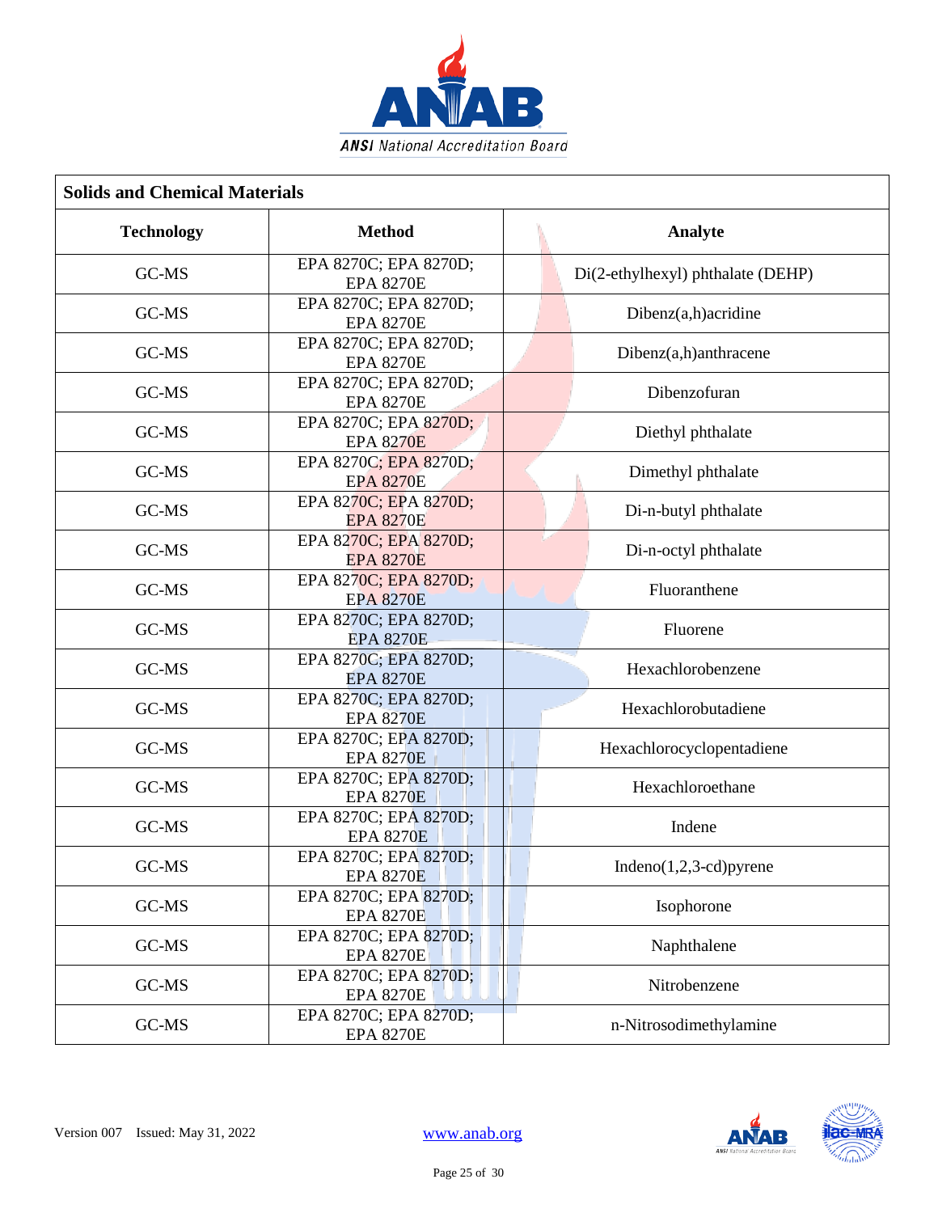| Solids and Chemical Materials | | |
|---|---|---|
| **Technology** | **Method** | **Analyte** |
| GC-MS | EPA 8270C; EPA 8270D; EPA 8270E | Di(2-ethylhexyl) phthalate (DEHP) |
| GC-MS | EPA 8270C; EPA 8270D; EPA 8270E | Dibenz(a,h)acridine |
| GC-MS | EPA 8270C; EPA 8270D; EPA 8270E | Dibenz(a,h)anthracene |
| GC-MS | EPA 8270C; EPA 8270D; EPA 8270E | Dibenzofuran |
| GC-MS | EPA 8270C; EPA 8270D; EPA 8270E | Diethyl phthalate |
| GC-MS | EPA 8270C; EPA 8270D; EPA 8270E | Dimethyl phthalate |
| GC-MS | EPA 8270C; EPA 8270D; EPA 8270E | Di-n-butyl phthalate |
| GC-MS | EPA 8270C; EPA 8270D; EPA 8270E | Di-n-octyl phthalate |
| GC-MS | EPA 8270C; EPA 8270D; EPA 8270E | Fluoranthene |
| GC-MS | EPA 8270C; EPA 8270D; EPA 8270E | Fluorene |
| GC-MS | EPA 8270C; EPA 8270D; EPA 8270E | Hexachlorobenzene |
| GC-MS | EPA 8270C; EPA 8270D; EPA 8270E | Hexachlorobutadiene |
| GC-MS | EPA 8270C; EPA 8270D; EPA 8270E | Hexachlorocyclopentadiene |
| GC-MS | EPA 8270C; EPA 8270D; EPA 8270E | Hexachloroethane |
| GC-MS | EPA 8270C; EPA 8270D; EPA 8270E | Indene |
| GC-MS | EPA 8270C; EPA 8270D; EPA 8270E | Indeno(1,2,3-cd)pyrene |
| GC-MS | EPA 8270C; EPA 8270D; EPA 8270E | Isophorone |
| GC-MS | EPA 8270C; EPA 8270D; EPA 8270E | Naphthalene |
| GC-MS | EPA 8270C; EPA 8270D; EPA 8270E | Nitrobenzene |
| GC-MS | EPA 8270C; EPA 8270D; EPA 8270E | n-Nitrosodimethylamine |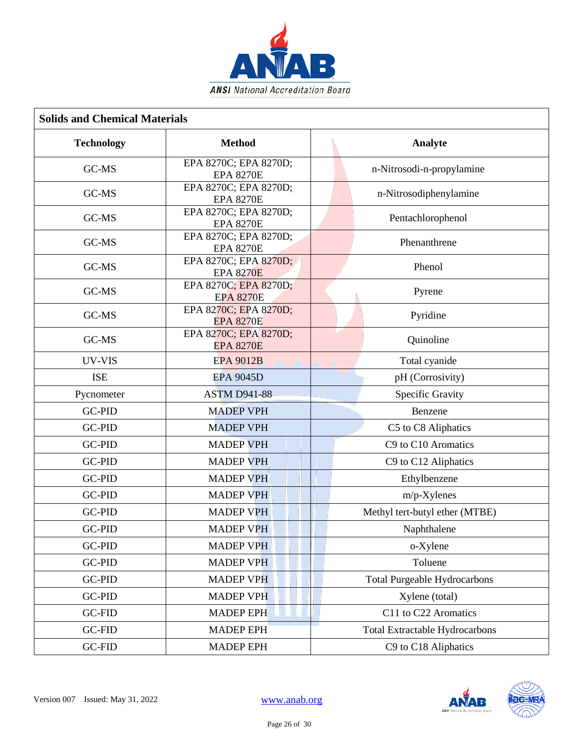| Solids and Chemical Materials | | |
|---|---|---|
| **Technology** | **Method** | **Analyte** |
| GC-MS | EPA 8270C; EPA 8270D; EPA 8270E | n-Nitrosodi-n-propylamine |
| GC-MS | EPA 8270C; EPA 8270D; EPA 8270E | n-Nitrosodiphenylamine |
| GC-MS | EPA 8270C; EPA 8270D; EPA 8270E | Pentachlorophenol |
| GC-MS | EPA 8270C; EPA 8270D; EPA 8270E | Phenanthrene |
| GC-MS | EPA 8270C; EPA 8270D; EPA 8270E | Phenol |
| GC-MS | EPA 8270C; EPA 8270D; EPA 8270E | Pyrene |
| GC-MS | EPA 8270C; EPA 8270D; EPA 8270E | Pyridine |
| GC-MS | EPA 8270C; EPA 8270D; EPA 8270E | Quinoline |
| UV-VIS | EPA 9012B | Total cyanide |
| ISE | EPA 9045D | pH (Corrosivity) |
| Pycnometer | ASTM D941-88 | Specific Gravity |
| GC-PID | MADEP VPH | Benzene |
| GC-PID | MADEP VPH | C5 to C8 Aliphatics |
| GC-PID | MADEP VPH | C9 to C10 Aromatics |
| GC-PID | MADEP VPH | C9 to C12 Aliphatics |
| GC-PID | MADEP VPH | Ethylbenzene |
| GC-PID | MADEP VPH | m/p-Xylenes |
| GC-PID | MADEP VPH | Methyl tert-butyl ether (MTBE) |
| GC-PID | MADEP VPH | Naphthalene |
| GC-PID | MADEP VPH | o-Xylene |
| GC-PID | MADEP VPH | Toluene |
| GC-PID | MADEP VPH | Total Purgeable Hydrocarbons |
| GC-PID | MADEP VPH | Xylene (total) |
| GC-FID | MADEP EPH | C11 to C22 Aromatics |
| GC-FID | MADEP EPH | Total Extractable Hydrocarbons |
| GC-FID | MADEP EPH | C9 to C18 Aliphatics |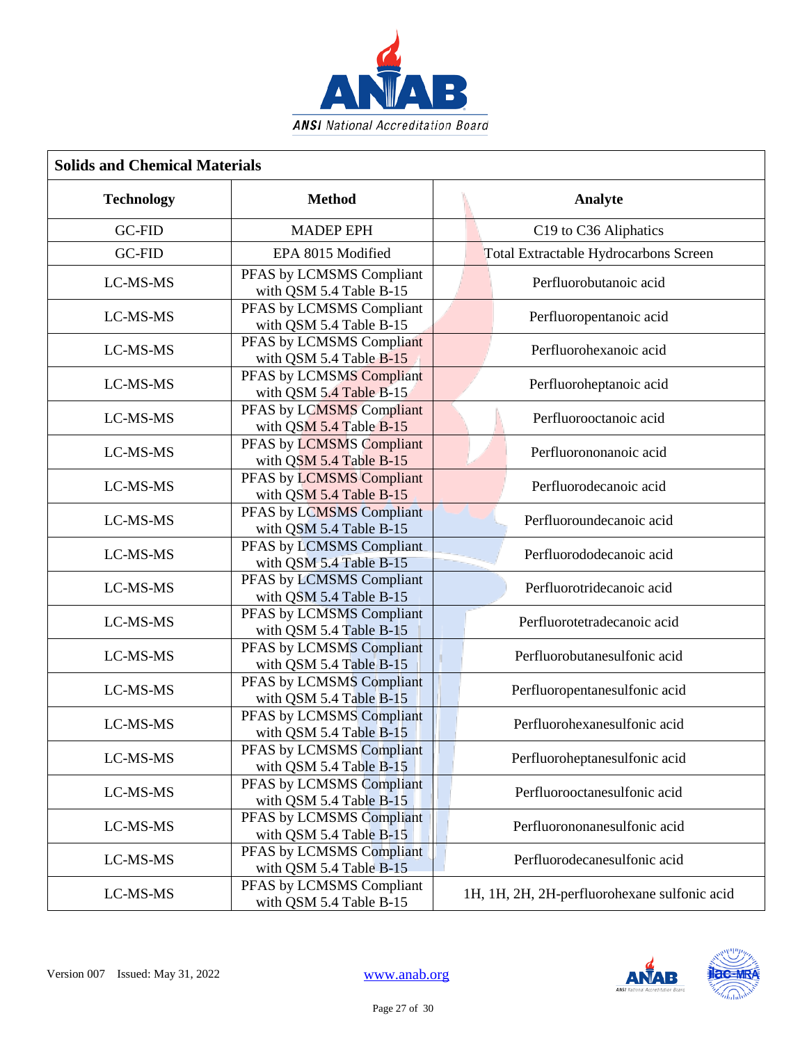| Solids and Chemical Materials | | |
|---|---|---|
| **Technology** | **Method** | **Analyte** |
| GC-FID | MADEP EPH | C19 to C36 Aliphatics |
| GC-FID | EPA 8015 Modified | Total Extractable Hydrocarbons Screen |
| LC-MS-MS | PFAS by LCMSMS Compliant with QSM 5.4 Table B-15 | Perfluorobutanoic acid |
| LC-MS-MS | PFAS by LCMSMS Compliant with QSM 5.4 Table B-15 | Perfluoropentanoic acid |
| LC-MS-MS | PFAS by LCMSMS Compliant with QSM 5.4 Table B-15 | Perfluorohexanoic acid |
| LC-MS-MS | PFAS by LCMSMS Compliant with QSM 5.4 Table B-15 | Perfluoroheptanoic acid |
| LC-MS-MS | PFAS by LCMSMS Compliant with QSM 5.4 Table B-15 | Perfluorooctanoic acid |
| LC-MS-MS | PFAS by LCMSMS Compliant with QSM 5.4 Table B-15 | Perfluorononanoic acid |
| LC-MS-MS | PFAS by LCMSMS Compliant with QSM 5.4 Table B-15 | Perfluorodecanoic acid |
| LC-MS-MS | PFAS by LCMSMS Compliant with QSM 5.4 Table B-15 | Perfluoroundecanoic acid |
| LC-MS-MS | PFAS by LCMSMS Compliant with QSM 5.4 Table B-15 | Perfluorododecanoic acid |
| LC-MS-MS | PFAS by LCMSMS Compliant with QSM 5.4 Table B-15 | Perfluorotridecanoic acid |
| LC-MS-MS | PFAS by LCMSMS Compliant with QSM 5.4 Table B-15 | Perfluorotetradecanoic acid |
| LC-MS-MS | PFAS by LCMSMS Compliant with QSM 5.4 Table B-15 | Perfluorobutanesulfonic acid |
| LC-MS-MS | PFAS by LCMSMS Compliant with QSM 5.4 Table B-15 | Perfluoropentanesulfonic acid |
| LC-MS-MS | PFAS by LCMSMS Compliant with QSM 5.4 Table B-15 | Perfluorohexanesulfonic acid |
| LC-MS-MS | PFAS by LCMSMS Compliant with QSM 5.4 Table B-15 | Perfluoroheptanesulfonic acid |
| LC-MS-MS | PFAS by LCMSMS Compliant with QSM 5.4 Table B-15 | Perfluorooctanesulfonic acid |
| LC-MS-MS | PFAS by LCMSMS Compliant with QSM 5.4 Table B-15 | Perfluorononanesulfonic acid |
| LC-MS-MS | PFAS by LCMSMS Compliant with QSM 5.4 Table B-15 | Perfluorodecanesulfonic acid |
| LC-MS-MS | PFAS by LCMSMS Compliant with QSM 5.4 Table B-15 | 1H, 1H, 2H, 2H-perfluorohexane sulfonic acid |

Version 007 Issued: May 31, 2022

www.anab.org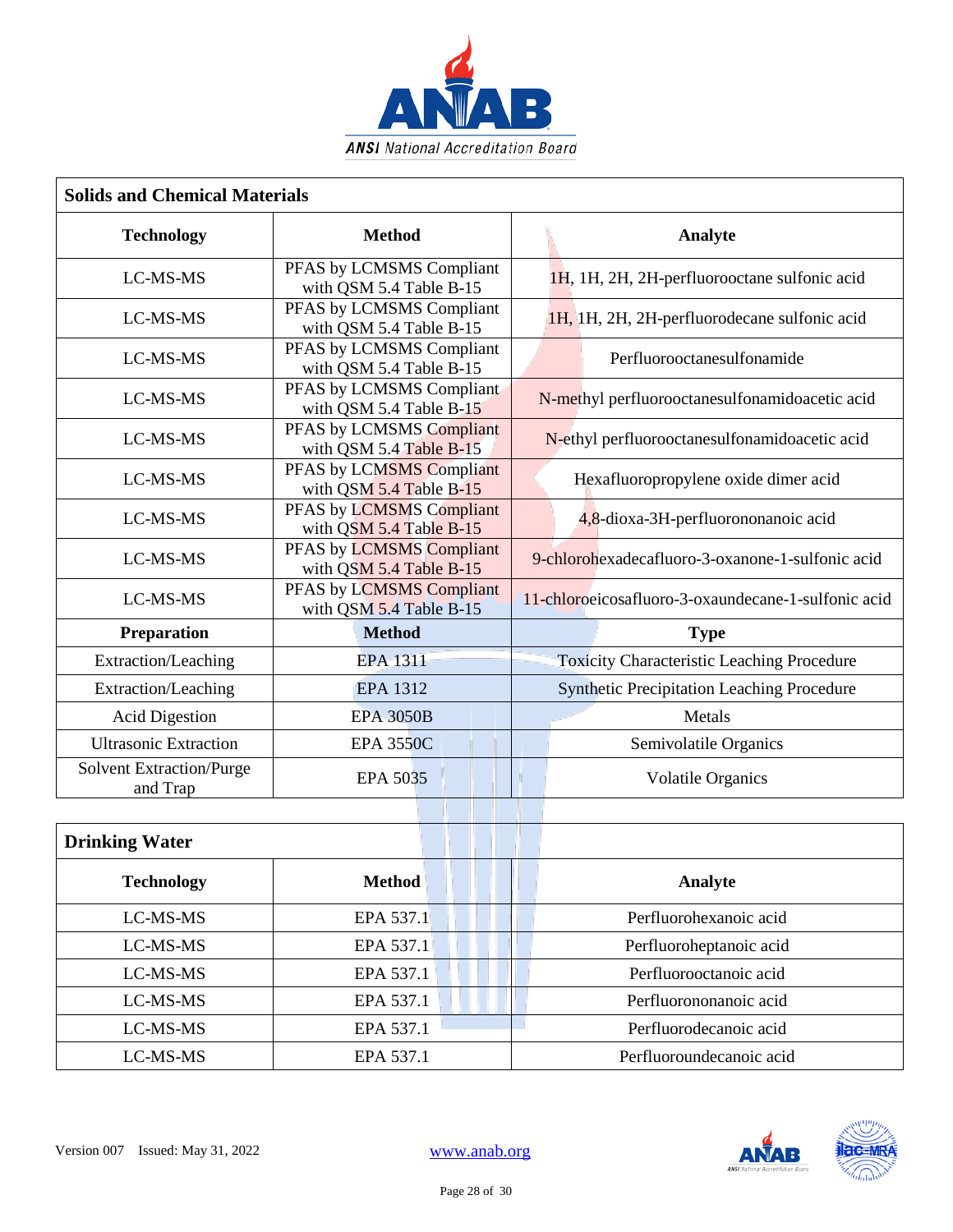## Solids and Chemical Materials

| Technology | Method | Analyte |
|---|---|---|
| LC-MS-MS | PFAS by LCMSMS Compliant with QSM 5.4 Table B-15 | 1H, 1H, 2H, 2H-perfluorooctane sulfonic acid |
| LC-MS-MS | PFAS by LCMSMS Compliant with QSM 5.4 Table B-15 | 1H, 1H, 2H, 2H-perfluorodecane sulfonic acid |
| LC-MS-MS | PFAS by LCMSMS Compliant with QSM 5.4 Table B-15 | Perfluorooctanesulfonamide |
| LC-MS-MS | PFAS by LCMSMS Compliant with QSM 5.4 Table B-15 | N-methyl perfluorooctanesulfonamidoacetic acid |
| LC-MS-MS | PFAS by LCMSMS Compliant with QSM 5.4 Table B-15 | N-ethyl perfluorooctanesulfonamidoacetic acid |
| LC-MS-MS | PFAS by LCMSMS Compliant with QSM 5.4 Table B-15 | Hexafluoropropylene oxide dimer acid |
| LC-MS-MS | PFAS by LCMSMS Compliant with QSM 5.4 Table B-15 | 4,8-dioxa-3H-perfluorononanoic acid |
| LC-MS-MS | PFAS by LCMSMS Compliant with QSM 5.4 Table B-15 | 9-chlorohexadecafluoro-3-oxanone-1-sulfonic acid |
| LC-MS-MS | PFAS by LCMSMS Compliant with QSM 5.4 Table B-15 | 11-chloroeicosafluoro-3-oxaundecane-1-sulfonic acid |
| **Preparation** | **Method** | **Type** |
| Extraction/Leaching | EPA 1311 | Toxicity Characteristic Leaching Procedure |
| Extraction/Leaching | EPA 1312 | Synthetic Precipitation Leaching Procedure |
| Acid Digestion | EPA 3050B | Metals |
| Ultrasonic Extraction | EPA 3550C | Semivolatile Organics |
| Solvent Extraction/Purge and Trap | EPA 5035 | Volatile Organics |

## Drinking Water

| Technology | Method | Analyte |
|---|---|---|
| LC-MS-MS | EPA 537.1 | Perfluorohexanoic acid |
| LC-MS-MS | EPA 537.1 | Perfluoroheptanoic acid |
| LC-MS-MS | EPA 537.1 | Perfluorooctanoic acid |
| LC-MS-MS | EPA 537.1 | Perfluorononanoic acid |
| LC-MS-MS | EPA 537.1 | Perfluorodecanoic acid |
| LC-MS-MS | EPA 537.1 | Perfluoroundecanoic acid |

Version 007 Issued: May 31, 2022 www.anab.org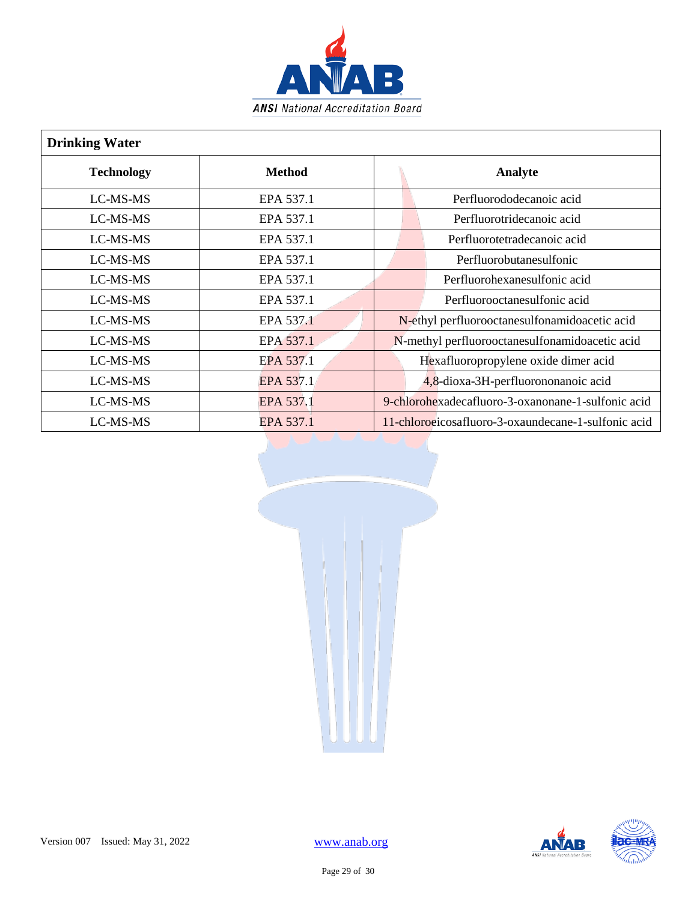| Drinking Water | | |
|---|---|---|
| **Technology** | **Method** | **Analyte** |
| LC-MS-MS | EPA 537.1 | Perfluorododecanoic acid |
| LC-MS-MS | EPA 537.1 | Perfluorotridecanoic acid |
| LC-MS-MS | EPA 537.1 | Perfluorotetradecanoic acid |
| LC-MS-MS | EPA 537.1 | Perfluorobutanesulfonic |
| LC-MS-MS | EPA 537.1 | Perfluorohexanesulfonic acid |
| LC-MS-MS | EPA 537.1 | Perfluorooctanesulfonic acid |
| LC-MS-MS | EPA 537.1 | N-ethyl perfluorooctanesulfonamidoacetic acid |
| LC-MS-MS | EPA 537.1 | N-methyl perfluorooctanesulfonamidoacetic acid |
| LC-MS-MS | EPA 537.1 | Hexafluoropropylene oxide dimer acid |
| LC-MS-MS | EPA 537.1 | 4,8-dioxa-3H-perfluorononanoic acid |
| LC-MS-MS | EPA 537.1 | 9-chlorohexadecafluoro-3-oxanonane-1-sulfonic acid |
| LC-MS-MS | EPA 537.1 | 11-chloroeicosafluoro-3-oxaundecane-1-sulfonic acid |

Version 007 Issued: May 31, 2022 www.anab.org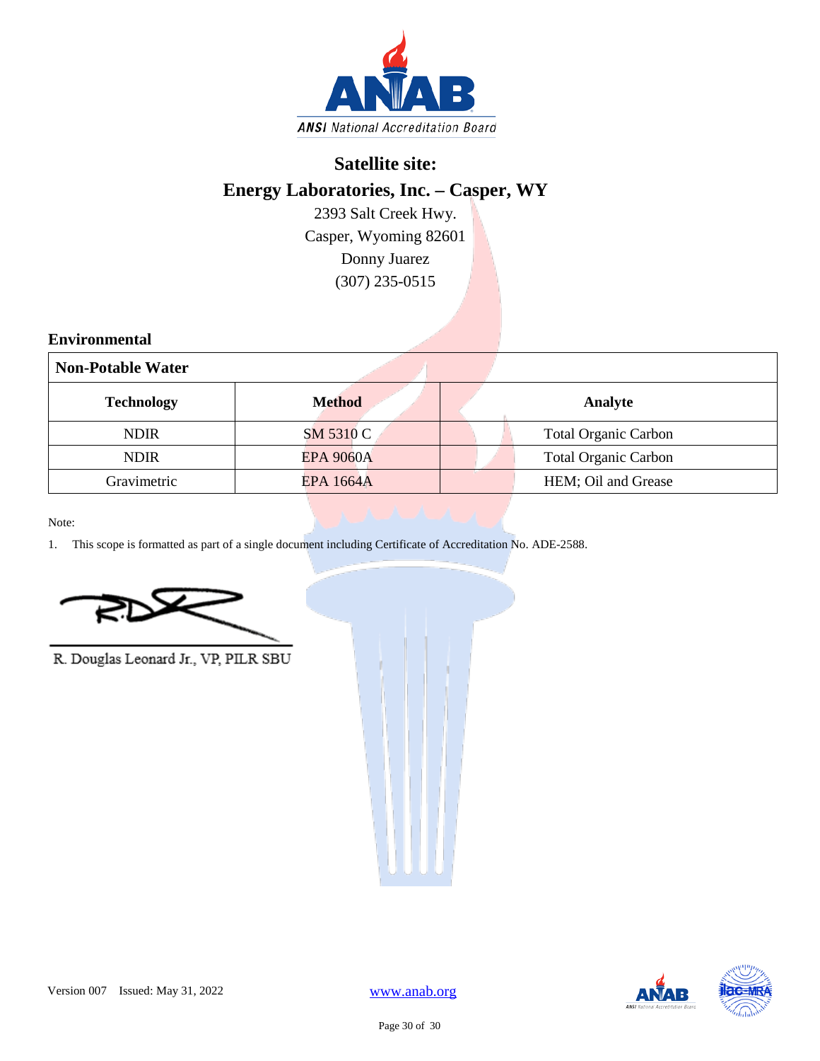# Satellite site:

## Energy Laboratories, Inc. – Casper, WY

2393 Salt Creek Hwy.
Casper, Wyoming 82601
Donny Juarez
(307) 235-0515

### Environmental

| Non-Potable Water | | |
|---|---|---|
| **Technology** | **Method** | **Analyte** |
| NDIR | SM 5310 C | Total Organic Carbon |
| NDIR | EPA 9060A | Total Organic Carbon |
| Gravimetric | EPA 1664A | HEM; Oil and Grease |

Note:

1. This scope is formatted as part of a single document including Certificate of Accreditation No. ADE-2588.

R. Douglas Leonard Jr., VP, PILR SBU

Version 007 Issued: May 31, 2022

www.anab.org